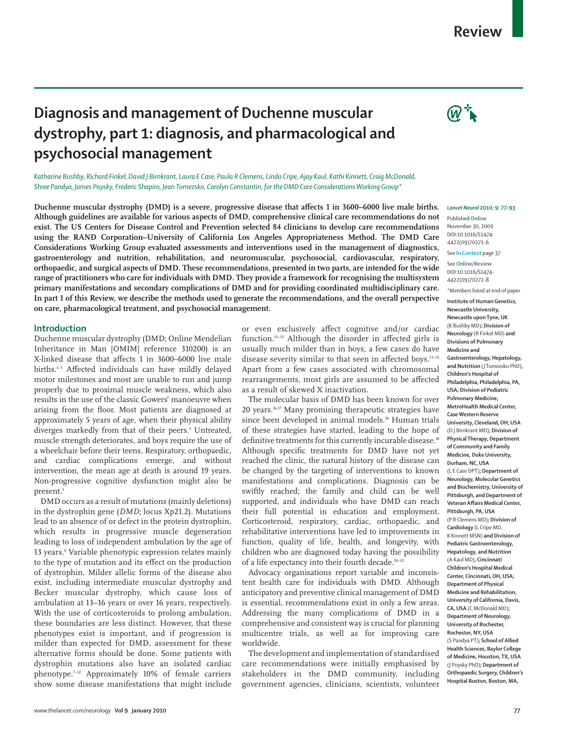# Diagnosis and management of Duchenne muscular dystrophy, part 1: diagnosis, and pharmacological and psychosocial management

*Katharine Bushby, Richard Finkel, David J Birnkrant, Laura E Case, Paula R Clemens, Linda Cripe, Ajay Kaul, Kathi Kinnett, Craig McDonald, Shree Pandya, James Poysky, Frederic Shapiro, Jean Tomezsko, Carolyn Constantin, for the DMD Care Considerations Working Group**

**Duchenne muscular dystrophy (DMD) is a severe, progressive disease that affects 1 in 3600–6000 live male births. Although guidelines are available for various aspects of DMD, comprehensive clinical care recommendations do not exist. The US Centers for Disease Control and Prevention selected 84 clinicians to develop care recommendations using the RAND Corporation–University of California Los Angeles Appropriateness Method. The DMD Care Considerations Working Group evaluated assessments and interventions used in the management of diagnostics, gastroenterology and nutrition, rehabilitation, and neuromuscular, psychosocial, cardiovascular, respiratory, orthopaedic, and surgical aspects of DMD. These recommendations, presented in two parts, are intended for the wide range of practitioners who care for individuals with DMD. They provide a framework for recognising the multisystem primary manifestations and secondary complications of DMD and for providing coordinated multidisciplinary care. In part 1 of this Review, we describe the methods used to generate the recommendations, and the overall perspective on care, pharmacological treatment, and psychosocial management.**

*Lancet Neurol* 2010; 9: 77–93

Published **Online** November 30, 2009 DOI:10.1016/S1474-4422(09)70271-6

See **In Context** page 37

See **Online/Review** DOI:10.1016/S1474-4422(09)70272-8

*Members listed at end of paper

**Institute of Human Genetics, Newcastle University, Newcastle upon Tyne, UK** (K Bushby MD)**; Division of Neurology** (R Finkel MD) **and Divisions of Pulmonary Medicine and Gastroenterology, Hepatology, and Nutrition** (J Tomezsko PhD)**, Children's Hospital of Philadelphia, Philadelphia, PA, USA; Division of Pediatric Pulmonary Medicine, MetroHealth Medical Center, Case Western Reserve University, Cleveland, OH, USA** (D J Birnkrant MD)**; Division of Physical Therapy, Department of Community and Family Medicine, Duke University, Durham, NC, USA** (L E Case DPT)**; Department of Neurology, Molecular Genetics and Biochemistry, University of Pittsburgh, and Department of Veteran Affairs Medical Center, Pittsburgh, PA, USA** (P R Clemens MD)**; Division of Cardiology** (L Cripe MD, K Kinnett MSN) **and Division of Pediatric Gastroenterology, Hepatology, and Nutrition** (A Kaul MD)**, Cincinnati Children's Hospital Medical Center, Cincinnati, OH, USA; Department of Physical Medicine and Rehabilitation, University of California, Davis, CA, USA** (C McDonald MD)**; Department of Neurology, University of Rochester, Rochester, NY, USA** (S Pandya PT)**; School of Allied Health Sciences, Baylor College of Medicine, Houston, TX, USA** (J Poysky PhD)**; Department of Orthopaedic Surgery, Children's Hospital Boston, Boston, MA,**

## Introduction

Duchenne muscular dystrophy (DMD; Online Mendelian Inheritance in Man [OMIM] reference 310200) is an X-linked disease that affects 1 in 3600–6000 live male births.[1–3] Affected individuals can have mildly delayed motor milestones and most are unable to run and jump properly due to proximal muscle weakness, which also results in the use of the classic Gowers' manoeuvre when arising from the floor. Most patients are diagnosed at approximately 5 years of age, when their physical ability diverges markedly from that of their peers.[4] Untreated, muscle strength deteriorates, and boys require the use of a wheelchair before their teens. Respiratory, orthopaedic, and cardiac complications emerge, and without intervention, the mean age at death is around 19 years. Non-progressive cognitive dysfunction might also be present.[5]

DMD occurs as a result of mutations (mainly deletions) in the dystrophin gene (*DMD*; locus Xp21.2). Mutations lead to an absence of or defect in the protein dystrophin, which results in progressive muscle degeneration leading to loss of independent ambulation by the age of 13 years.[6] Variable phenotypic expression relates mainly to the type of mutation and its effect on the production of dystrophin. Milder allelic forms of the disease also exist, including intermediate muscular dystrophy and Becker muscular dystrophy, which cause loss of ambulation at 13–16 years or over 16 years, respectively. With the use of corticosteroids to prolong ambulation, these boundaries are less distinct. However, that these phenotypes exist is important, and if progression is milder than expected for DMD, assessment for these alternative forms should be done. Some patients with dystrophin mutations also have an isolated cardiac phenotype.[7–12] Approximately 10% of female carriers show some disease manifestations that might include or even exclusively affect cognitive and/or cardiac function.[13–15] Although the disorder in affected girls is usually much milder than in boys, a few cases do have disease severity similar to that seen in affected boys.[13–15] Apart from a few cases associated with chromosomal rearrangements, most girls are assumed to be affected as a result of skewed X inactivation.

The molecular basis of DMD has been known for over 20 years.[16,17] Many promising therapeutic strategies have since been developed in animal models.[18] Human trials of these strategies have started, leading to the hope of definitive treatments for this currently incurable disease.[18] Although specific treatments for DMD have not yet reached the clinic, the natural history of the disease can be changed by the targeting of interventions to known manifestations and complications. Diagnosis can be swiftly reached; the family and child can be well supported, and individuals who have DMD can reach their full potential in education and employment. Corticosteroid, respiratory, cardiac, orthopaedic, and rehabilitative interventions have led to improvements in function, quality of life, health, and longevity, with children who are diagnosed today having the possibility of a life expectancy into their fourth decade.[19–32]

Advocacy organisations report variable and inconsistent health care for individuals with DMD. Although anticipatory and preventive clinical management of DMD is essential, recommendations exist in only a few areas. Addressing the many complications of DMD in a comprehensive and consistent way is crucial for planning multicentre trials, as well as for improving care worldwide.

The development and implementation of standardised care recommendations were initially emphasised by stakeholders in the DMD community, including government agencies, clinicians, scientists, volunteer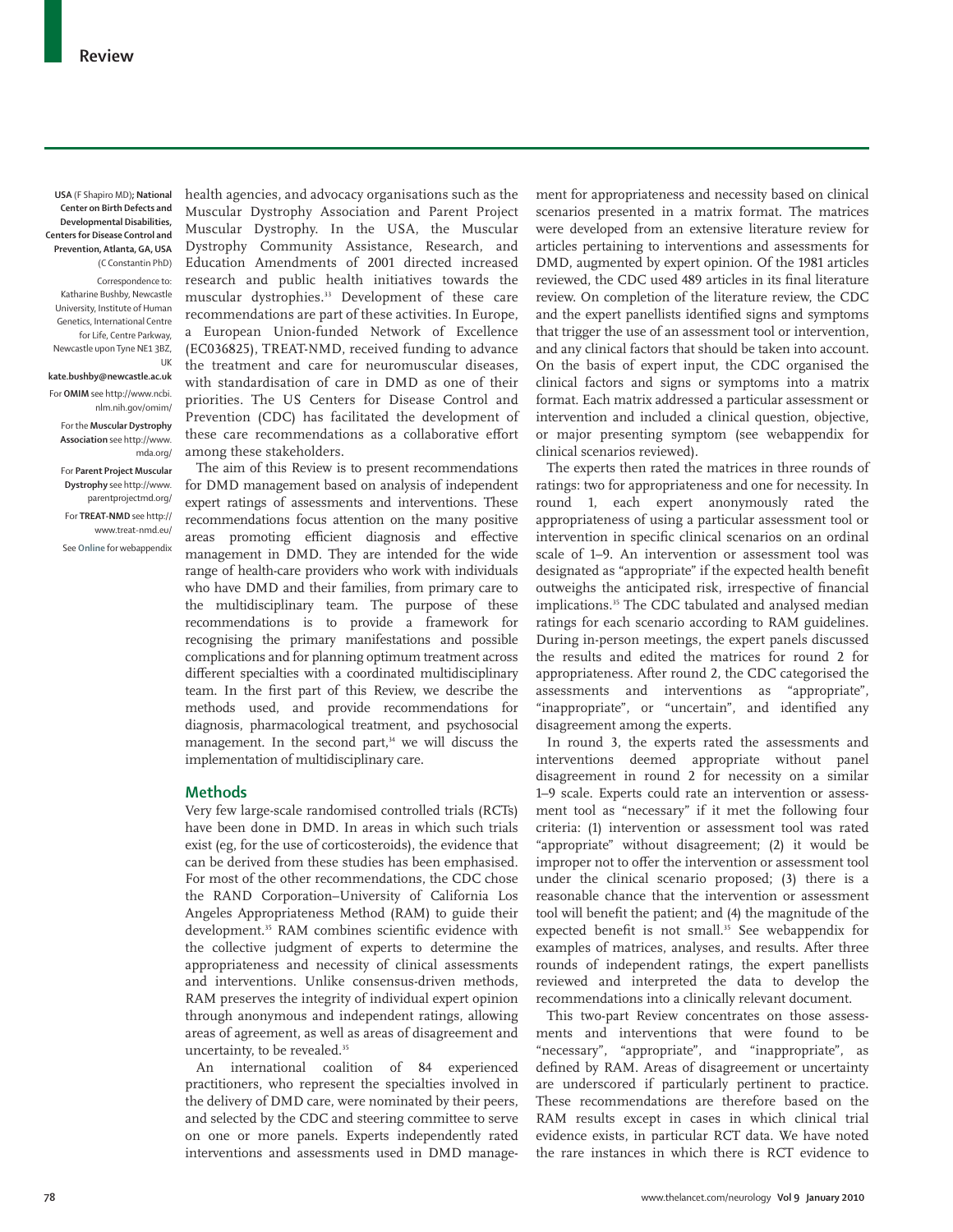USA (F Shapiro MD); **National Center on Birth Defects and Developmental Disabilities, Centers for Disease Control and Prevention, Atlanta, GA, USA** (C Constantin PhD)

Correspondence to: Katharine Bushby, Newcastle University, Institute of Human Genetics, International Centre for Life, Centre Parkway, Newcastle upon Tyne NE1 3BZ, UK
**kate.bushby@newcastle.ac.uk**

For **OMIM** see http://www.ncbi.nlm.nih.gov/omim/

For the **Muscular Dystrophy Association** see http://www.mda.org/

For **Parent Project Muscular Dystrophy** see http://www.parentprojectmd.org/

For **TREAT-NMD** see http://www.treat-nmd.eu/

See **Online** for webappendix

health agencies, and advocacy organisations such as the Muscular Dystrophy Association and Parent Project Muscular Dystrophy. In the USA, the Muscular Dystrophy Community Assistance, Research, and Education Amendments of 2001 directed increased research and public health initiatives towards the muscular dystrophies.[33] Development of these care recommendations are part of these activities. In Europe, a European Union-funded Network of Excellence (EC036825), TREAT-NMD, received funding to advance the treatment and care for neuromuscular diseases, with standardisation of care in DMD as one of their priorities. The US Centers for Disease Control and Prevention (CDC) has facilitated the development of these care recommendations as a collaborative effort among these stakeholders.

The aim of this Review is to present recommendations for DMD management based on analysis of independent expert ratings of assessments and interventions. These recommendations focus attention on the many positive areas promoting efficient diagnosis and effective management in DMD. They are intended for the wide range of health-care providers who work with individuals who have DMD and their families, from primary care to the multidisciplinary team. The purpose of these recommendations is to provide a framework for recognising the primary manifestations and possible complications and for planning optimum treatment across different specialties with a coordinated multidisciplinary team. In the first part of this Review, we describe the methods used, and provide recommendations for diagnosis, pharmacological treatment, and psychosocial management. In the second part,[34] we will discuss the implementation of multidisciplinary care.

## Methods

Very few large-scale randomised controlled trials (RCTs) have been done in DMD. In areas in which such trials exist (eg, for the use of corticosteroids), the evidence that can be derived from these studies has been emphasised. For most of the other recommendations, the CDC chose the RAND Corporation–University of California Los Angeles Appropriateness Method (RAM) to guide their development.[35] RAM combines scientific evidence with the collective judgment of experts to determine the appropriateness and necessity of clinical assessments and interventions. Unlike consensus-driven methods, RAM preserves the integrity of individual expert opinion through anonymous and independent ratings, allowing areas of agreement, as well as areas of disagreement and uncertainty, to be revealed.[35]

An international coalition of 84 experienced practitioners, who represent the specialties involved in the delivery of DMD care, were nominated by their peers, and selected by the CDC and steering committee to serve on one or more panels. Experts independently rated interventions and assessments used in DMD management for appropriateness and necessity based on clinical scenarios presented in a matrix format. The matrices were developed from an extensive literature review for articles pertaining to interventions and assessments for DMD, augmented by expert opinion. Of the 1981 articles reviewed, the CDC used 489 articles in its final literature review. On completion of the literature review, the CDC and the expert panellists identified signs and symptoms that trigger the use of an assessment tool or intervention, and any clinical factors that should be taken into account. On the basis of expert input, the CDC organised the clinical factors and signs or symptoms into a matrix format. Each matrix addressed a particular assessment or intervention and included a clinical question, objective, or major presenting symptom (see webappendix for clinical scenarios reviewed).

The experts then rated the matrices in three rounds of ratings: two for appropriateness and one for necessity. In round 1, each expert anonymously rated the appropriateness of using a particular assessment tool or intervention in specific clinical scenarios on an ordinal scale of 1–9. An intervention or assessment tool was designated as "appropriate" if the expected health benefit outweighs the anticipated risk, irrespective of financial implications.[35] The CDC tabulated and analysed median ratings for each scenario according to RAM guidelines. During in-person meetings, the expert panels discussed the results and edited the matrices for round 2 for appropriateness. After round 2, the CDC categorised the assessments and interventions as "appropriate", "inappropriate", or "uncertain", and identified any disagreement among the experts.

In round 3, the experts rated the assessments and interventions deemed appropriate without panel disagreement in round 2 for necessity on a similar 1–9 scale. Experts could rate an intervention or assessment tool as "necessary" if it met the following four criteria: (1) intervention or assessment tool was rated "appropriate" without disagreement; (2) it would be improper not to offer the intervention or assessment tool under the clinical scenario proposed; (3) there is a reasonable chance that the intervention or assessment tool will benefit the patient; and (4) the magnitude of the expected benefit is not small.[35] See webappendix for examples of matrices, analyses, and results. After three rounds of independent ratings, the expert panellists reviewed and interpreted the data to develop the recommendations into a clinically relevant document.

This two-part Review concentrates on those assessments and interventions that were found to be "necessary", "appropriate", and "inappropriate", as defined by RAM. Areas of disagreement or uncertainty are underscored if particularly pertinent to practice. These recommendations are therefore based on the RAM results except in cases in which clinical trial evidence exists, in particular RCT data. We have noted the rare instances in which there is RCT evidence to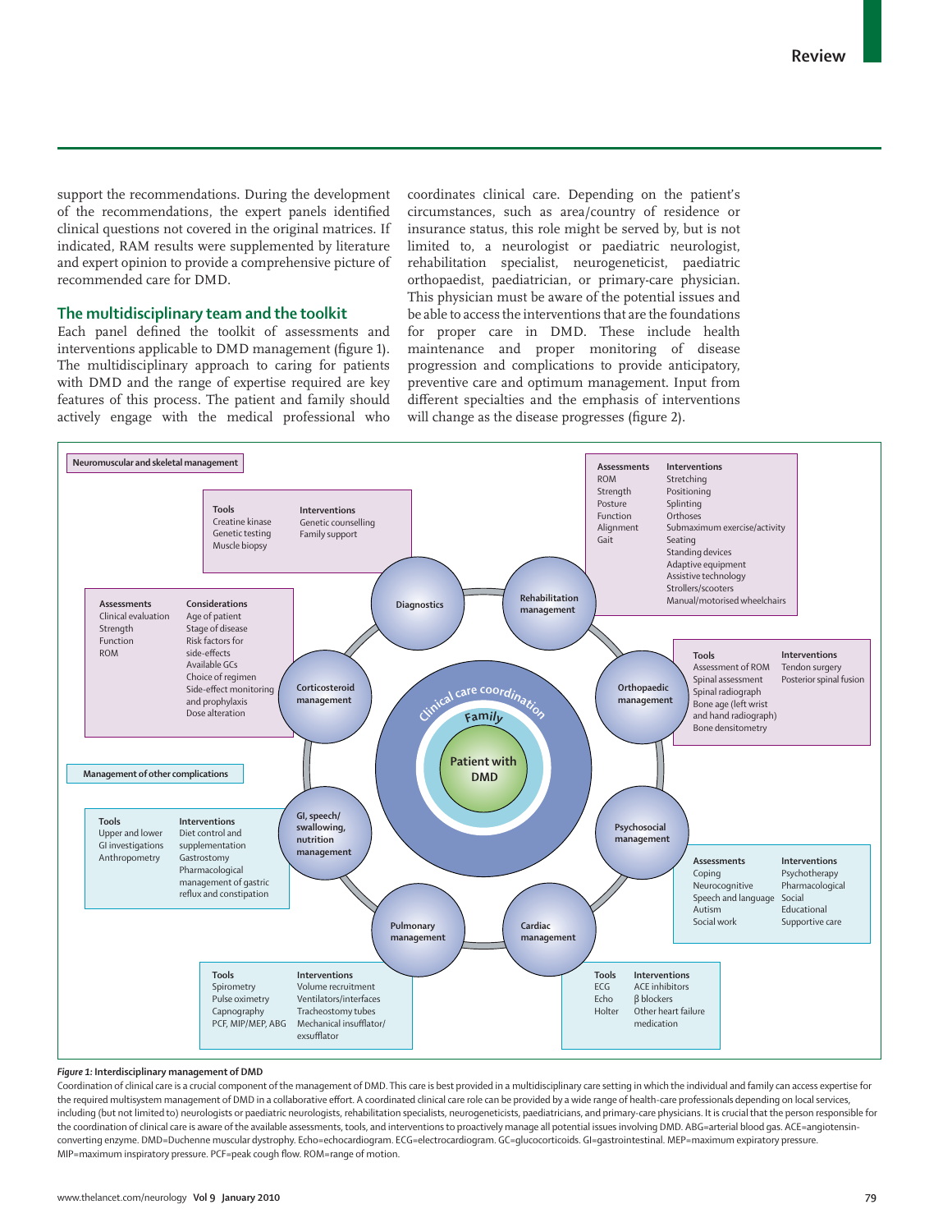support the recommendations. During the development of the recommendations, the expert panels identified clinical questions not covered in the original matrices. If indicated, RAM results were supplemented by literature and expert opinion to provide a comprehensive picture of recommended care for DMD.

## The multidisciplinary team and the toolkit

Each panel defined the toolkit of assessments and interventions applicable to DMD management (figure 1). The multidisciplinary approach to caring for patients with DMD and the range of expertise required are key features of this process. The patient and family should actively engage with the medical professional who coordinates clinical care. Depending on the patient's circumstances, such as area/country of residence or insurance status, this role might be served by, but is not limited to, a neurologist or paediatric neurologist, rehabilitation specialist, neurogeneticist, paediatric orthopaedist, paediatrician, or primary-care physician. This physician must be aware of the potential issues and be able to access the interventions that are the foundations for proper care in DMD. These include health maintenance and proper monitoring of disease progression and complications to provide anticipatory, preventive care and optimum management. Input from different specialties and the emphasis of interventions will change as the disease progresses (figure 2).

**Neuromuscular and skeletal management**

**Diagnostics**

| Tools | Interventions |
|---|---|
| Creatine kinase | Genetic counselling |
| Genetic testing | Family support |
| Muscle biopsy | |

**Rehabilitation management**

| Assessments | Interventions |
|---|---|
| ROM | Stretching |
| Strength | Positioning |
| Posture | Splinting |
| Function | Orthoses |
| Alignment | Submaximum exercise/activity |
| Gait | Seating |
| | Standing devices |
| | Adaptive equipment |
| | Assistive technology |
| | Strollers/scooters |
| | Manual/motorised wheelchairs |

**Corticosteroid management**

| Assessments | Considerations |
|---|---|
| Clinical evaluation | Age of patient |
| Strength | Stage of disease |
| Function | Risk factors for side-effects |
| ROM | Available GCs |
| | Choice of regimen |
| | Side-effect monitoring and prophylaxis |
| | Dose alteration |

**Orthopaedic management**

| Tools | Interventions |
|---|---|
| Assessment of ROM | Tendon surgery |
| Spinal assessment | Posterior spinal fusion |
| Spinal radiograph | |
| Bone age (left wrist and hand radiograph) | |
| Bone densitometry | |

Clinical care coordination — Family — Patient with DMD

**Management of other complications**

**GI, speech/swallowing, nutrition management**

| Tools | Interventions |
|---|---|
| Upper and lower GI investigations | Diet control and supplementation |
| Anthropometry | Gastrostomy |
| | Pharmacological management of gastric reflux and constipation |

**Psychosocial management**

| Assessments | Interventions |
|---|---|
| Coping | Psychotherapy |
| Neurocognitive | Pharmacological |
| Speech and language | Social |
| Autism | Educational |
| Social work | Supportive care |

**Pulmonary management**

| Tools | Interventions |
|---|---|
| Spirometry | Volume recruitment |
| Pulse oximetry | Ventilators/interfaces |
| Capnography | Tracheostomy tubes |
| PCF, MIP/MEP, ABG | Mechanical insufflator/exsufflator |

**Cardiac management**

| Tools | Interventions |
|---|---|
| ECG | ACE inhibitors |
| Echo | β blockers |
| Holter | Other heart failure medication |

***Figure 1:*** **Interdisciplinary management of DMD**

Coordination of clinical care is a crucial component of the management of DMD. This care is best provided in a multidisciplinary care setting in which the individual and family can access expertise for the required multisystem management of DMD in a collaborative effort. A coordinated clinical care role can be provided by a wide range of health-care professionals depending on local services, including (but not limited to) neurologists or paediatric neurologists, rehabilitation specialists, neurogeneticists, paediatricians, and primary-care physicians. It is crucial that the person responsible for the coordination of clinical care is aware of the available assessments, tools, and interventions to proactively manage all potential issues involving DMD. ABG=arterial blood gas. ACE=angiotensin-converting enzyme. DMD=Duchenne muscular dystrophy. Echo=echocardiogram. ECG=electrocardiogram. GC=glucocorticoids. GI=gastrointestinal. MEP=maximum expiratory pressure. MIP=maximum inspiratory pressure. PCF=peak cough flow. ROM=range of motion.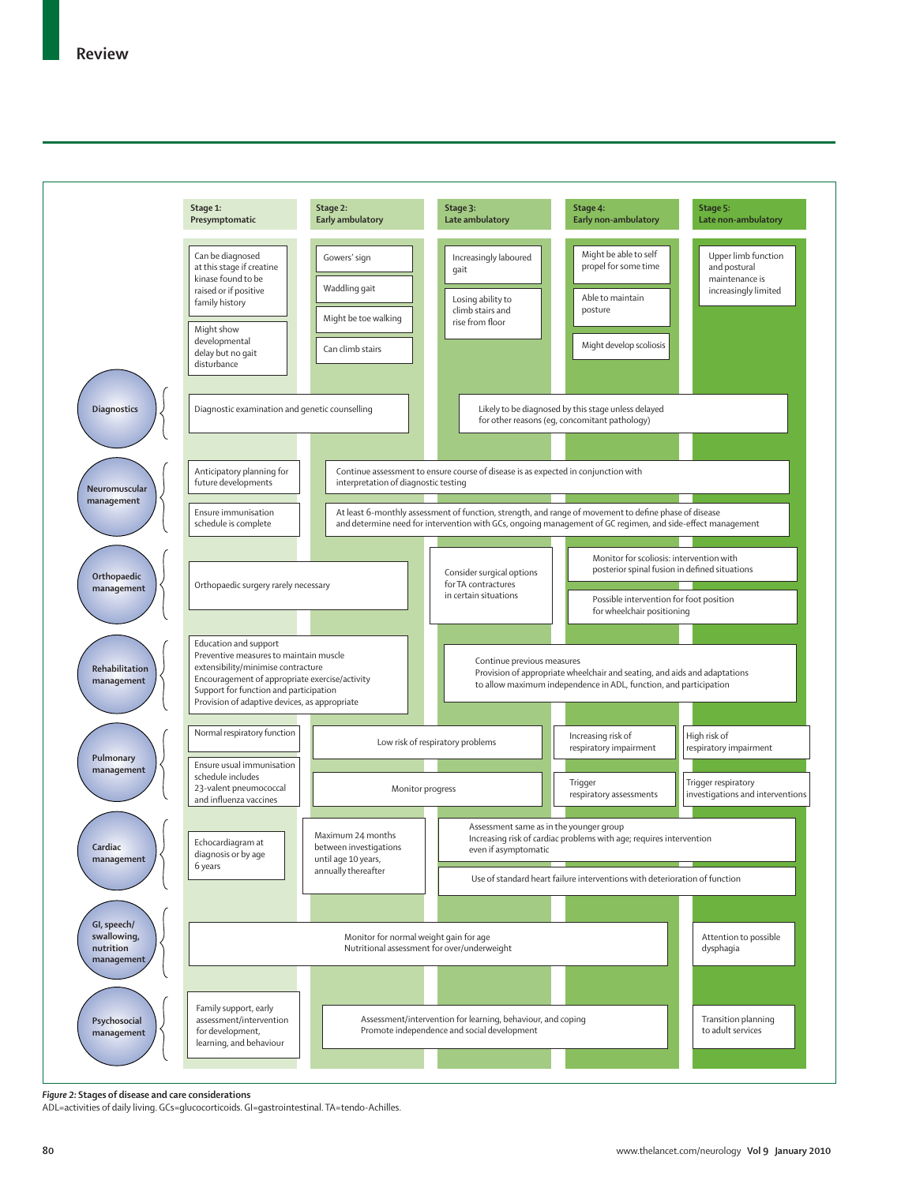| | Stage 1: Presymptomatic | Stage 2: Early ambulatory | Stage 3: Late ambulatory | Stage 4: Early non-ambulatory | Stage 5: Late non-ambulatory |
|---|---|---|---|---|---|
| | Can be diagnosed at this stage if creatine kinase found to be raised or if positive family history<br>Might show developmental delay but no gait disturbance | Gowers' sign<br>Waddling gait<br>Might be toe walking<br>Can climb stairs | Increasingly laboured gait<br>Losing ability to climb stairs and rise from floor | Might be able to self propel for some time<br>Able to maintain posture<br>Might develop scoliosis | Upper limb function and postural maintenance is increasingly limited |
| **Diagnostics** | Diagnostic examination and genetic counselling | | Likely to be diagnosed by this stage unless delayed for other reasons (eg, concomitant pathology) | | |
| **Neuromuscular management** | Anticipatory planning for future developments<br>Ensure immunisation schedule is complete | Continue assessment to ensure course of disease is as expected in conjunction with interpretation of diagnostic testing<br>At least 6-monthly assessment of function, strength, and range of movement to define phase of disease and determine need for intervention with GCs, ongoing management of GC regimen, and side-effect management | | | |
| **Orthopaedic management** | Orthopaedic surgery rarely necessary | | Consider surgical options for TA contractures in certain situations | Monitor for scoliosis: intervention with posterior spinal fusion in defined situations<br>Possible intervention for foot position for wheelchair positioning | |
| **Rehabilitation management** | Education and support<br>Preventive measures to maintain muscle extensibility/minimise contracture<br>Encouragement of appropriate exercise/activity<br>Support for function and participation<br>Provision of adaptive devices, as appropriate | | Continue previous measures<br>Provision of appropriate wheelchair and seating, and aids and adaptations to allow maximum independence in ADL, function, and participation | | |
| **Pulmonary management** | Normal respiratory function<br>Ensure usual immunisation schedule includes 23-valent pneumococcal and influenza vaccines | Low risk of respiratory problems<br>Monitor progress | | Increasing risk of respiratory impairment<br>Trigger respiratory assessments | High risk of respiratory impairment<br>Trigger respiratory investigations and interventions |
| **Cardiac management** | Echocardiogram at diagnosis or by age 6 years | Maximum 24 months between investigations until age 10 years, annually thereafter | Assessment same as in the younger group<br>Increasing risk of cardiac problems with age; requires intervention even if asymptomatic<br>Use of standard heart failure interventions with deterioration of function | | |
| **GI, speech/swallowing, nutrition management** | Monitor for normal weight gain for age<br>Nutritional assessment for over/underweight | | | | Attention to possible dysphagia |
| **Psychosocial management** | Family support, early assessment/intervention for development, learning, and behaviour | Assessment/intervention for learning, behaviour, and coping<br>Promote independence and social development | | | Transition planning to adult services |

*Figure 2:* **Stages of disease and care considerations**
ADL=activities of daily living. GCs=glucocorticoids. GI=gastrointestinal. TA=tendo-Achilles.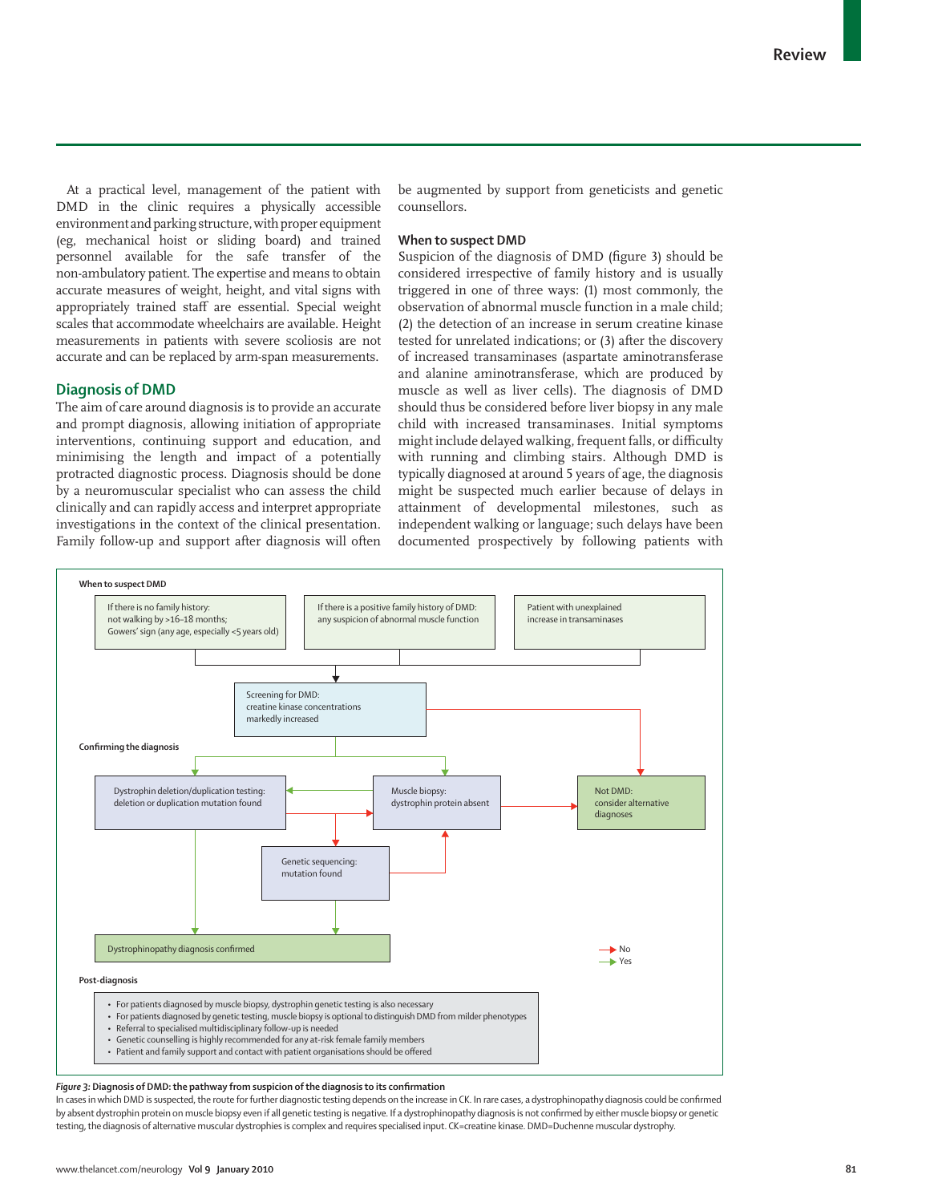At a practical level, management of the patient with DMD in the clinic requires a physically accessible environment and parking structure, with proper equipment (eg, mechanical hoist or sliding board) and trained personnel available for the safe transfer of the non-ambulatory patient. The expertise and means to obtain accurate measures of weight, height, and vital signs with appropriately trained staff are essential. Special weight scales that accommodate wheelchairs are available. Height measurements in patients with severe scoliosis are not accurate and can be replaced by arm-span measurements.

## Diagnosis of DMD

The aim of care around diagnosis is to provide an accurate and prompt diagnosis, allowing initiation of appropriate interventions, continuing support and education, and minimising the length and impact of a potentially protracted diagnostic process. Diagnosis should be done by a neuromuscular specialist who can assess the child clinically and can rapidly access and interpret appropriate investigations in the context of the clinical presentation. Family follow-up and support after diagnosis will often be augmented by support from geneticists and genetic counsellors.

### When to suspect DMD

Suspicion of the diagnosis of DMD (figure 3) should be considered irrespective of family history and is usually triggered in one of three ways: (1) most commonly, the observation of abnormal muscle function in a male child; (2) the detection of an increase in serum creatine kinase tested for unrelated indications; or (3) after the discovery of increased transaminases (aspartate aminotransferase and alanine aminotransferase, which are produced by muscle as well as liver cells). The diagnosis of DMD should thus be considered before liver biopsy in any male child with increased transaminases. Initial symptoms might include delayed walking, frequent falls, or difficulty with running and climbing stairs. Although DMD is typically diagnosed at around 5 years of age, the diagnosis might be suspected much earlier because of delays in attainment of developmental milestones, such as independent walking or language; such delays have been documented prospectively by following patients with

When to suspect DMD

If there is no family history: not walking by >16–18 months; Gowers' sign (any age, especially <5 years old)

If there is a positive family history of DMD: any suspicion of abnormal muscle function

Patient with unexplained increase in transaminases

Screening for DMD: creatine kinase concentrations markedly increased

Confirming the diagnosis

Dystrophin deletion/duplication testing: deletion or duplication mutation found

Muscle biopsy: dystrophin protein absent

Not DMD: consider alternative diagnoses

Genetic sequencing: mutation found

Dystrophinopathy diagnosis confirmed

No

Yes

Post-diagnosis

- For patients diagnosed by muscle biopsy, dystrophin genetic testing is also necessary
- For patients diagnosed by genetic testing, muscle biopsy is optional to distinguish DMD from milder phenotypes
- Referral to specialised multidisciplinary follow-up is needed
- Genetic counselling is highly recommended for any at-risk female family members
- Patient and family support and contact with patient organisations should be offered

*Figure 3:* **Diagnosis of DMD: the pathway from suspicion of the diagnosis to its confirmation**
In cases in which DMD is suspected, the route for further diagnostic testing depends on the increase in CK. In rare cases, a dystrophinopathy diagnosis could be confirmed by absent dystrophin protein on muscle biopsy even if all genetic testing is negative. If a dystrophinopathy diagnosis is not confirmed by either muscle biopsy or genetic testing, the diagnosis of alternative muscular dystrophies is complex and requires specialised input. CK=creatine kinase. DMD=Duchenne muscular dystrophy.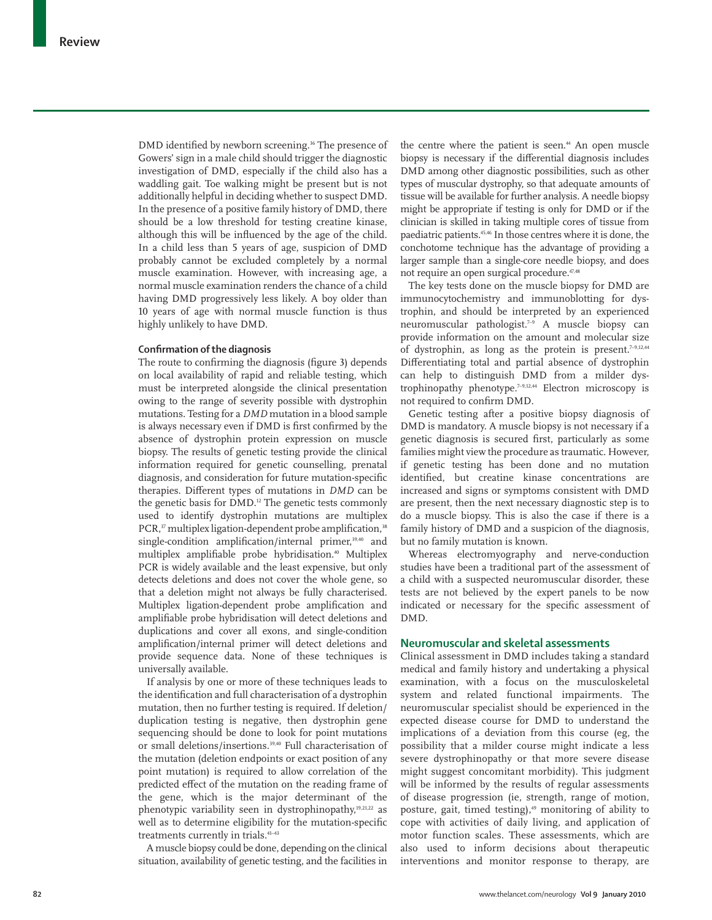DMD identified by newborn screening.[36] The presence of Gowers' sign in a male child should trigger the diagnostic investigation of DMD, especially if the child also has a waddling gait. Toe walking might be present but is not additionally helpful in deciding whether to suspect DMD. In the presence of a positive family history of DMD, there should be a low threshold for testing creatine kinase, although this will be influenced by the age of the child. In a child less than 5 years of age, suspicion of DMD probably cannot be excluded completely by a normal muscle examination. However, with increasing age, a normal muscle examination renders the chance of a child having DMD progressively less likely. A boy older than 10 years of age with normal muscle function is thus highly unlikely to have DMD.

### Confirmation of the diagnosis

The route to confirming the diagnosis (figure 3) depends on local availability of rapid and reliable testing, which must be interpreted alongside the clinical presentation owing to the range of severity possible with dystrophin mutations. Testing for a *DMD* mutation in a blood sample is always necessary even if DMD is first confirmed by the absence of dystrophin protein expression on muscle biopsy. The results of genetic testing provide the clinical information required for genetic counselling, prenatal diagnosis, and consideration for future mutation-specific therapies. Different types of mutations in *DMD* can be the genetic basis for DMD.[12] The genetic tests commonly used to identify dystrophin mutations are multiplex PCR,[37] multiplex ligation-dependent probe amplification,[38] single-condition amplification/internal primer,[39,40] and multiplex amplifiable probe hybridisation.[40] Multiplex PCR is widely available and the least expensive, but only detects deletions and does not cover the whole gene, so that a deletion might not always be fully characterised. Multiplex ligation-dependent probe amplification and amplifiable probe hybridisation will detect deletions and duplications and cover all exons, and single-condition amplification/internal primer will detect deletions and provide sequence data. None of these techniques is universally available.

If analysis by one or more of these techniques leads to the identification and full characterisation of a dystrophin mutation, then no further testing is required. If deletion/duplication testing is negative, then dystrophin gene sequencing should be done to look for point mutations or small deletions/insertions.[39,40] Full characterisation of the mutation (deletion endpoints or exact position of any point mutation) is required to allow correlation of the predicted effect of the mutation on the reading frame of the gene, which is the major determinant of the phenotypic variability seen in dystrophinopathy,[19,21,22] as well as to determine eligibility for the mutation-specific treatments currently in trials.[41–43]

A muscle biopsy could be done, depending on the clinical situation, availability of genetic testing, and the facilities in the centre where the patient is seen.[44] An open muscle biopsy is necessary if the differential diagnosis includes DMD among other diagnostic possibilities, such as other types of muscular dystrophy, so that adequate amounts of tissue will be available for further analysis. A needle biopsy might be appropriate if testing is only for DMD or if the clinician is skilled in taking multiple cores of tissue from paediatric patients.[45,46] In those centres where it is done, the conchotome technique has the advantage of providing a larger sample than a single-core needle biopsy, and does not require an open surgical procedure.[47,48]

The key tests done on the muscle biopsy for DMD are immunocytochemistry and immunoblotting for dystrophin, and should be interpreted by an experienced neuromuscular pathologist.[7–9] A muscle biopsy can provide information on the amount and molecular size of dystrophin, as long as the protein is present.[7–9,12,44] Differentiating total and partial absence of dystrophin can help to distinguish DMD from a milder dystrophinopathy phenotype.[7–9,12,44] Electron microscopy is not required to confirm DMD.

Genetic testing after a positive biopsy diagnosis of DMD is mandatory. A muscle biopsy is not necessary if a genetic diagnosis is secured first, particularly as some families might view the procedure as traumatic. However, if genetic testing has been done and no mutation identified, but creatine kinase concentrations are increased and signs or symptoms consistent with DMD are present, then the next necessary diagnostic step is to do a muscle biopsy. This is also the case if there is a family history of DMD and a suspicion of the diagnosis, but no family mutation is known.

Whereas electromyography and nerve-conduction studies have been a traditional part of the assessment of a child with a suspected neuromuscular disorder, these tests are not believed by the expert panels to be now indicated or necessary for the specific assessment of DMD.

## Neuromuscular and skeletal assessments

Clinical assessment in DMD includes taking a standard medical and family history and undertaking a physical examination, with a focus on the musculoskeletal system and related functional impairments. The neuromuscular specialist should be experienced in the expected disease course for DMD to understand the implications of a deviation from this course (eg, the possibility that a milder course might indicate a less severe dystrophinopathy or that more severe disease might suggest concomitant morbidity). This judgment will be informed by the results of regular assessments of disease progression (ie, strength, range of motion, posture, gait, timed testing),[49] monitoring of ability to cope with activities of daily living, and application of motor function scales. These assessments, which are also used to inform decisions about therapeutic interventions and monitor response to therapy, are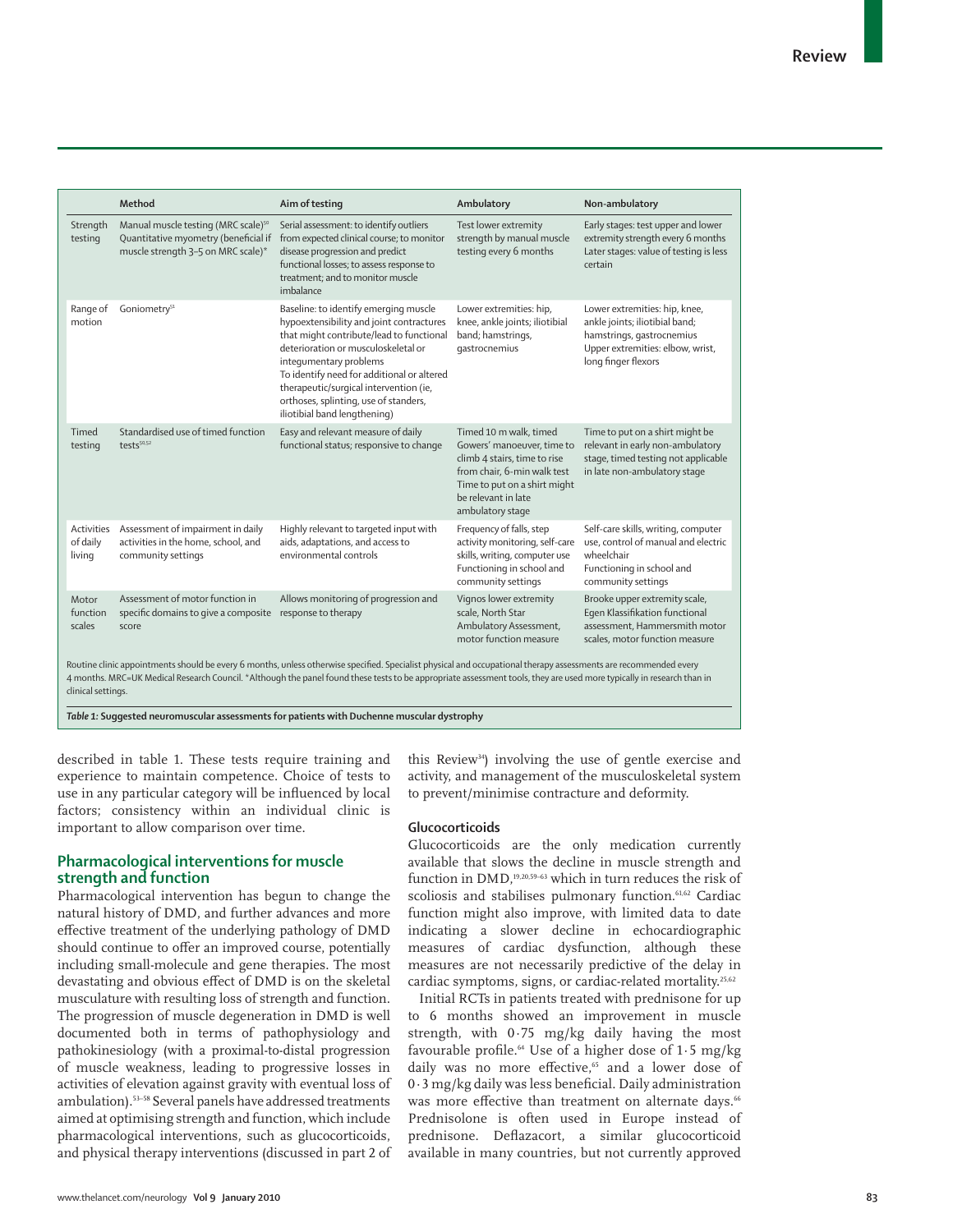| | Method | Aim of testing | Ambulatory | Non-ambulatory |
|---|---|---|---|---|
| Strength testing | Manual muscle testing (MRC scale)[50] Quantitative myometry (beneficial if muscle strength 3–5 on MRC scale)* | Serial assessment: to identify outliers from expected clinical course; to monitor disease progression and predict functional losses; to assess response to treatment; and to monitor muscle imbalance | Test lower extremity strength by manual muscle testing every 6 months | Early stages: test upper and lower extremity strength every 6 months Later stages: value of testing is less certain |
| Range of motion | Goniometry[51] | Baseline: to identify emerging muscle hypoextensibility and joint contractures that might contribute/lead to functional deterioration or musculoskeletal or integumentary problems To identify need for additional or altered therapeutic/surgical intervention (ie, orthoses, splinting, use of standers, iliotibial band lengthening) | Lower extremities: hip, knee, ankle joints; iliotibial band; hamstrings, gastrocnemius | Lower extremities: hip, knee, ankle joints; iliotibial band; hamstrings, gastrocnemius Upper extremities: elbow, wrist, long finger flexors |
| Timed testing | Standardised use of timed function tests[50,52] | Easy and relevant measure of daily functional status; responsive to change | Timed 10 m walk, timed Gowers' manoeuver, time to climb 4 stairs, time to rise from chair, 6-min walk test Time to put on a shirt might be relevant in late ambulatory stage | Time to put on a shirt might be relevant in early non-ambulatory stage, timed testing not applicable in late non-ambulatory stage |
| Activities of daily living | Assessment of impairment in daily activities in the home, school, and community settings | Highly relevant to targeted input with aids, adaptations, and access to environmental controls | Frequency of falls, step activity monitoring, self-care skills, writing, computer use Functioning in school and community settings | Self-care skills, writing, computer use, control of manual and electric wheelchair Functioning in school and community settings |
| Motor function scales | Assessment of motor function in specific domains to give a composite score | Allows monitoring of progression and response to therapy | Vignos lower extremity scale, North Star Ambulatory Assessment, motor function measure | Brooke upper extremity scale, Egen Klassifikation functional assessment, Hammersmith motor scales, motor function measure |

Routine clinic appointments should be every 6 months, unless otherwise specified. Specialist physical and occupational therapy assessments are recommended every 4 months. MRC=UK Medical Research Council. *Although the panel found these tests to be appropriate assessment tools, they are used more typically in research than in clinical settings.

*Table 1:* **Suggested neuromuscular assessments for patients with Duchenne muscular dystrophy**

described in table 1. These tests require training and experience to maintain competence. Choice of tests to use in any particular category will be influenced by local factors; consistency within an individual clinic is important to allow comparison over time.

## Pharmacological interventions for muscle strength and function

Pharmacological intervention has begun to change the natural history of DMD, and further advances and more effective treatment of the underlying pathology of DMD should continue to offer an improved course, potentially including small-molecule and gene therapies. The most devastating and obvious effect of DMD is on the skeletal musculature with resulting loss of strength and function. The progression of muscle degeneration in DMD is well documented both in terms of pathophysiology and pathokinesiology (with a proximal-to-distal progression of muscle weakness, leading to progressive losses in activities of elevation against gravity with eventual loss of ambulation).[53–58] Several panels have addressed treatments aimed at optimising strength and function, which include pharmacological interventions, such as glucocorticoids, and physical therapy interventions (discussed in part 2 of this Review[34]) involving the use of gentle exercise and activity, and management of the musculoskeletal system to prevent/minimise contracture and deformity.

### Glucocorticoids

Glucocorticoids are the only medication currently available that slows the decline in muscle strength and function in DMD,[19,20,59–63] which in turn reduces the risk of scoliosis and stabilises pulmonary function.[61,62] Cardiac function might also improve, with limited data to date indicating a slower decline in echocardiographic measures of cardiac dysfunction, although these measures are not necessarily predictive of the delay in cardiac symptoms, signs, or cardiac-related mortality.[25,62]

Initial RCTs in patients treated with prednisone for up to 6 months showed an improvement in muscle strength, with 0·75 mg/kg daily having the most favourable profile.[64] Use of a higher dose of 1·5 mg/kg daily was no more effective,[65] and a lower dose of 0·3 mg/kg daily was less beneficial. Daily administration was more effective than treatment on alternate days.[66] Prednisolone is often used in Europe instead of prednisone. Deflazacort, a similar glucocorticoid available in many countries, but not currently approved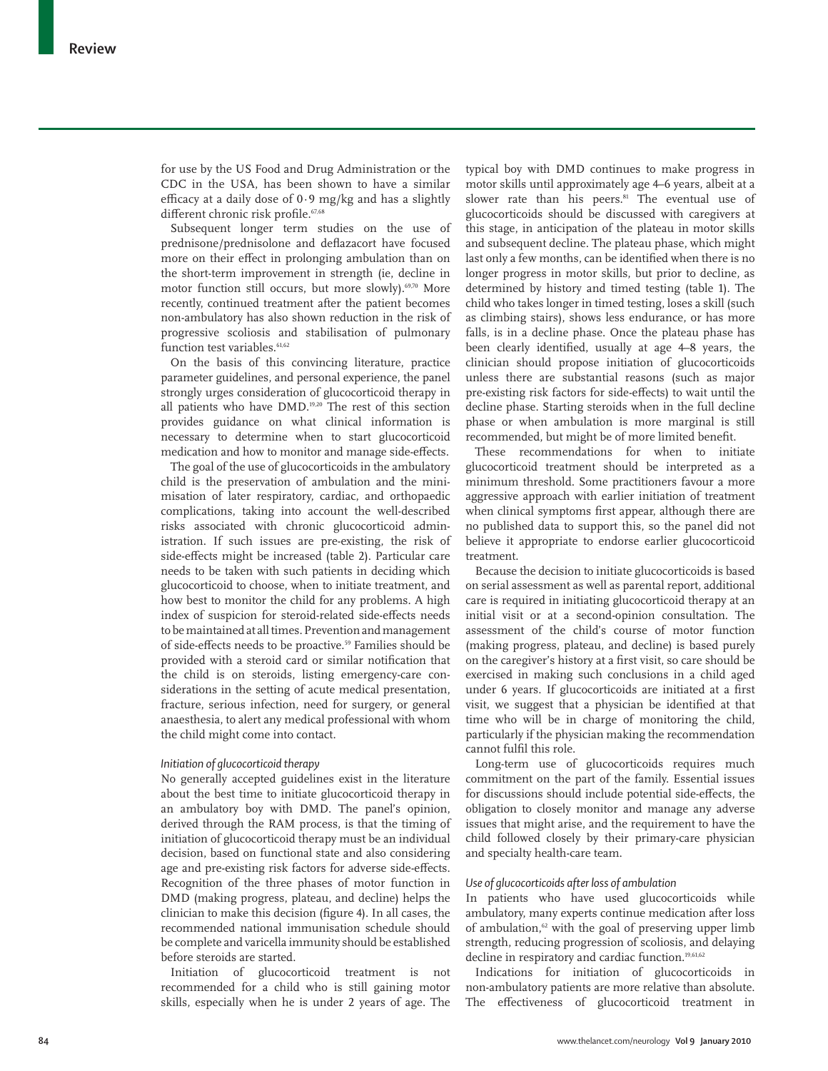for use by the US Food and Drug Administration or the CDC in the USA, has been shown to have a similar efficacy at a daily dose of 0·9 mg/kg and has a slightly different chronic risk profile.[67,68]

Subsequent longer term studies on the use of prednisone/prednisolone and deflazacort have focused more on their effect in prolonging ambulation than on the short-term improvement in strength (ie, decline in motor function still occurs, but more slowly).[69,70] More recently, continued treatment after the patient becomes non-ambulatory has also shown reduction in the risk of progressive scoliosis and stabilisation of pulmonary function test variables.[61,62]

On the basis of this convincing literature, practice parameter guidelines, and personal experience, the panel strongly urges consideration of glucocorticoid therapy in all patients who have DMD.[19,20] The rest of this section provides guidance on what clinical information is necessary to determine when to start glucocorticoid medication and how to monitor and manage side-effects.

The goal of the use of glucocorticoids in the ambulatory child is the preservation of ambulation and the minimisation of later respiratory, cardiac, and orthopaedic complications, taking into account the well-described risks associated with chronic glucocorticoid administration. If such issues are pre-existing, the risk of side-effects might be increased (table 2). Particular care needs to be taken with such patients in deciding which glucocorticoid to choose, when to initiate treatment, and how best to monitor the child for any problems. A high index of suspicion for steroid-related side-effects needs to be maintained at all times. Prevention and management of side-effects needs to be proactive.[59] Families should be provided with a steroid card or similar notification that the child is on steroids, listing emergency-care considerations in the setting of acute medical presentation, fracture, serious infection, need for surgery, or general anaesthesia, to alert any medical professional with whom the child might come into contact.

### *Initiation of glucocorticoid therapy*

No generally accepted guidelines exist in the literature about the best time to initiate glucocorticoid therapy in an ambulatory boy with DMD. The panel's opinion, derived through the RAM process, is that the timing of initiation of glucocorticoid therapy must be an individual decision, based on functional state and also considering age and pre-existing risk factors for adverse side-effects. Recognition of the three phases of motor function in DMD (making progress, plateau, and decline) helps the clinician to make this decision (figure 4). In all cases, the recommended national immunisation schedule should be complete and varicella immunity should be established before steroids are started.

Initiation of glucocorticoid treatment is not recommended for a child who is still gaining motor skills, especially when he is under 2 years of age. The typical boy with DMD continues to make progress in motor skills until approximately age 4–6 years, albeit at a slower rate than his peers.[81] The eventual use of glucocorticoids should be discussed with caregivers at this stage, in anticipation of the plateau in motor skills and subsequent decline. The plateau phase, which might last only a few months, can be identified when there is no longer progress in motor skills, but prior to decline, as determined by history and timed testing (table 1). The child who takes longer in timed testing, loses a skill (such as climbing stairs), shows less endurance, or has more falls, is in a decline phase. Once the plateau phase has been clearly identified, usually at age 4–8 years, the clinician should propose initiation of glucocorticoids unless there are substantial reasons (such as major pre-existing risk factors for side-effects) to wait until the decline phase. Starting steroids when in the full decline phase or when ambulation is more marginal is still recommended, but might be of more limited benefit.

These recommendations for when to initiate glucocorticoid treatment should be interpreted as a minimum threshold. Some practitioners favour a more aggressive approach with earlier initiation of treatment when clinical symptoms first appear, although there are no published data to support this, so the panel did not believe it appropriate to endorse earlier glucocorticoid treatment.

Because the decision to initiate glucocorticoids is based on serial assessment as well as parental report, additional care is required in initiating glucocorticoid therapy at an initial visit or at a second-opinion consultation. The assessment of the child's course of motor function (making progress, plateau, and decline) is based purely on the caregiver's history at a first visit, so care should be exercised in making such conclusions in a child aged under 6 years. If glucocorticoids are initiated at a first visit, we suggest that a physician be identified at that time who will be in charge of monitoring the child, particularly if the physician making the recommendation cannot fulfil this role.

Long-term use of glucocorticoids requires much commitment on the part of the family. Essential issues for discussions should include potential side-effects, the obligation to closely monitor and manage any adverse issues that might arise, and the requirement to have the child followed closely by their primary-care physician and specialty health-care team.

### *Use of glucocorticoids after loss of ambulation*

In patients who have used glucocorticoids while ambulatory, many experts continue medication after loss of ambulation,[62] with the goal of preserving upper limb strength, reducing progression of scoliosis, and delaying decline in respiratory and cardiac function.[19,61,62]

Indications for initiation of glucocorticoids in non-ambulatory patients are more relative than absolute. The effectiveness of glucocorticoid treatment in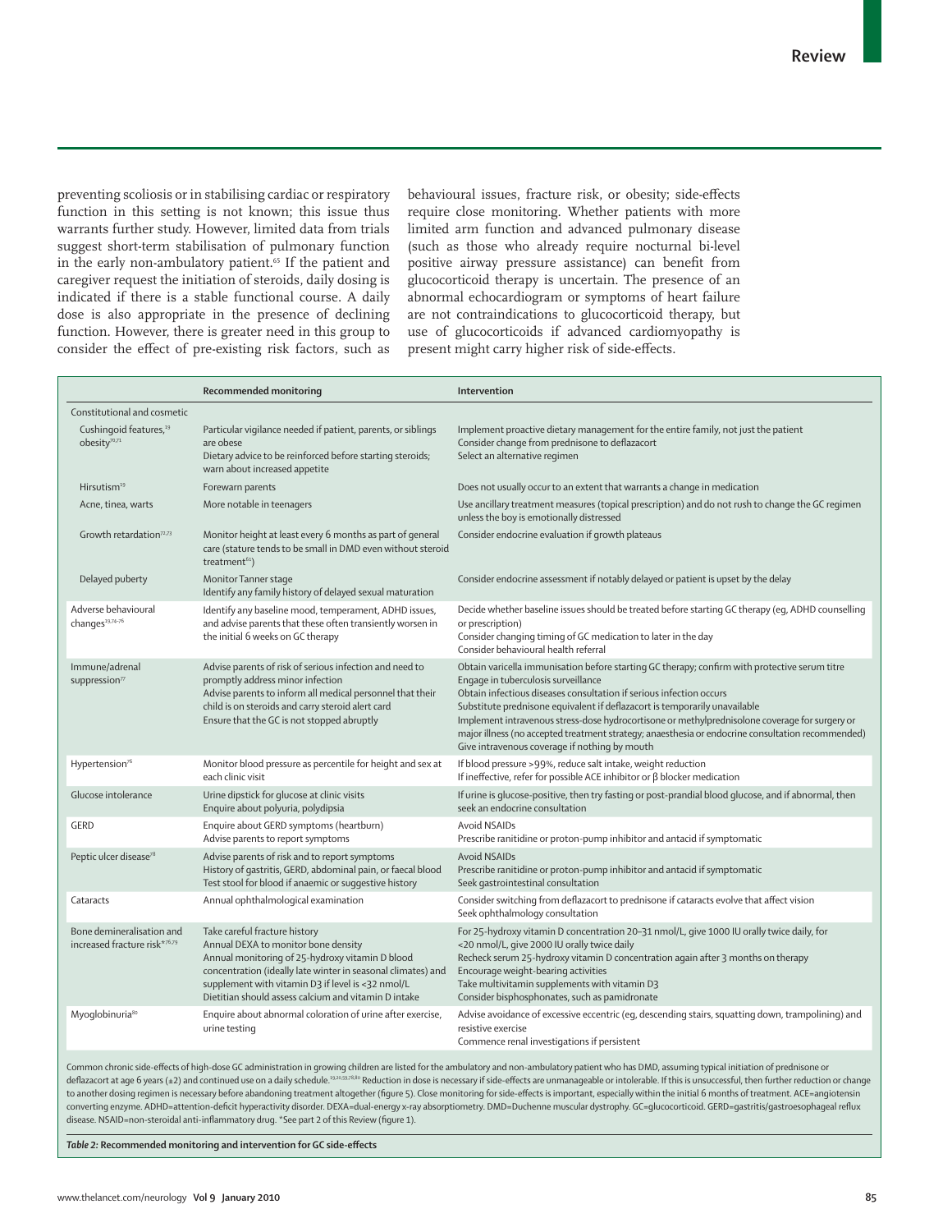preventing scoliosis or in stabilising cardiac or respiratory function in this setting is not known; this issue thus warrants further study. However, limited data from trials suggest short-term stabilisation of pulmonary function in the early non-ambulatory patient.[65] If the patient and caregiver request the initiation of steroids, daily dosing is indicated if there is a stable functional course. A daily dose is also appropriate in the presence of declining function. However, there is greater need in this group to consider the effect of pre-existing risk factors, such as behavioural issues, fracture risk, or obesity; side-effects require close monitoring. Whether patients with more limited arm function and advanced pulmonary disease (such as those who already require nocturnal bi-level positive airway pressure assistance) can benefit from glucocorticoid therapy is uncertain. The presence of an abnormal echocardiogram or symptoms of heart failure are not contraindications to glucocorticoid therapy, but use of glucocorticoids if advanced cardiomyopathy is present might carry higher risk of side-effects.

| | Recommended monitoring | Intervention |
|---|---|---|
| Constitutional and cosmetic | | |
| Cushingoid features,[19] obesity[70,71] | Particular vigilance needed if patient, parents, or siblings are obese<br>Dietary advice to be reinforced before starting steroids; warn about increased appetite | Implement proactive dietary management for the entire family, not just the patient<br>Consider change from prednisone to deflazacort<br>Select an alternative regimen |
| Hirsutism[19] | Forewarn parents | Does not usually occur to an extent that warrants a change in medication |
| Acne, tinea, warts | More notable in teenagers | Use ancillary treatment measures (topical prescription) and do not rush to change the GC regimen unless the boy is emotionally distressed |
| Growth retardation[72,73] | Monitor height at least every 6 months as part of general care (stature tends to be small in DMD even without steroid treatment[61]) | Consider endocrine evaluation if growth plateaus |
| Delayed puberty | Monitor Tanner stage<br>Identify any family history of delayed sexual maturation | Consider endocrine assessment if notably delayed or patient is upset by the delay |
| Adverse behavioural changes[19,74–76] | Identify any baseline mood, temperament, ADHD issues, and advise parents that these often transiently worsen in the initial 6 weeks on GC therapy | Decide whether baseline issues should be treated before starting GC therapy (eg, ADHD counselling or prescription)<br>Consider changing timing of GC medication to later in the day<br>Consider behavioural health referral |
| Immune/adrenal suppression[77] | Advise parents of risk of serious infection and need to promptly address minor infection<br>Advise parents to inform all medical personnel that their child is on steroids and carry steroid alert card<br>Ensure that the GC is not stopped abruptly | Obtain varicella immunisation before starting GC therapy; confirm with protective serum titre<br>Engage in tuberculosis surveillance<br>Obtain infectious diseases consultation if serious infection occurs<br>Substitute prednisone equivalent if deflazacort is temporarily unavailable<br>Implement intravenous stress-dose hydrocortisone or methylprednisolone coverage for surgery or major illness (no accepted treatment strategy; anaesthesia or endocrine consultation recommended)<br>Give intravenous coverage if nothing by mouth |
| Hypertension[76] | Monitor blood pressure as percentile for height and sex at each clinic visit | If blood pressure >99%, reduce salt intake, weight reduction<br>If ineffective, refer for possible ACE inhibitor or β blocker medication |
| Glucose intolerance | Urine dipstick for glucose at clinic visits<br>Enquire about polyuria, polydipsia | If urine is glucose-positive, then try fasting or post-prandial blood glucose, and if abnormal, then seek an endocrine consultation |
| GERD | Enquire about GERD symptoms (heartburn)<br>Advise parents to report symptoms | Avoid NSAIDs<br>Prescribe ranitidine or proton-pump inhibitor and antacid if symptomatic |
| Peptic ulcer disease[78] | Advise parents of risk and to report symptoms<br>History of gastritis, GERD, abdominal pain, or faecal blood<br>Test stool for blood if anaemic or suggestive history | Avoid NSAIDs<br>Prescribe ranitidine or proton-pump inhibitor and antacid if symptomatic<br>Seek gastrointestinal consultation |
| Cataracts | Annual ophthalmological examination | Consider switching from deflazacort to prednisone if cataracts evolve that affect vision<br>Seek ophthalmology consultation |
| Bone demineralisation and increased fracture risk*[76,79] | Take careful fracture history<br>Annual DEXA to monitor bone density<br>Annual monitoring of 25-hydroxy vitamin D blood concentration (ideally late winter in seasonal climates) and supplement with vitamin D3 if level is <32 nmol/L<br>Dietitian should assess calcium and vitamin D intake | For 25-hydroxy vitamin D concentration 20–31 nmol/L, give 1000 IU orally twice daily, for <20 nmol/L, give 2000 IU orally twice daily<br>Recheck serum 25-hydroxy vitamin D concentration again after 3 months on therapy<br>Encourage weight-bearing activities<br>Take multivitamin supplements with vitamin D3<br>Consider bisphosphonates, such as pamidronate |
| Myoglobinuria[80] | Enquire about abnormal coloration of urine after exercise, urine testing | Advise avoidance of excessive eccentric (eg, descending stairs, squatting down, trampolining) and resistive exercise<br>Commence renal investigations if persistent |

Common chronic side-effects of high-dose GC administration in growing children are listed for the ambulatory and non-ambulatory patient who has DMD, assuming typical initiation of prednisone or deflazacort at age 6 years (±2) and continued use on a daily schedule.[19,20,59,78,80] Reduction in dose is necessary if side-effects are unmanageable or intolerable. If this is unsuccessful, then further reduction or change to another dosing regimen is necessary before abandoning treatment altogether (figure 5). Close monitoring for side-effects is important, especially within the initial 6 months of treatment. ACE=angiotensin converting enzyme. ADHD=attention-deficit hyperactivity disorder. DEXA=dual-energy x-ray absorptiometry. DMD=Duchenne muscular dystrophy. GC=glucocorticoid. GERD=gastritis/gastroesophageal reflux disease. NSAID=non-steroidal anti-inflammatory drug. *See part 2 of this Review (figure 1).

*Table 2:* **Recommended monitoring and intervention for GC side-effects**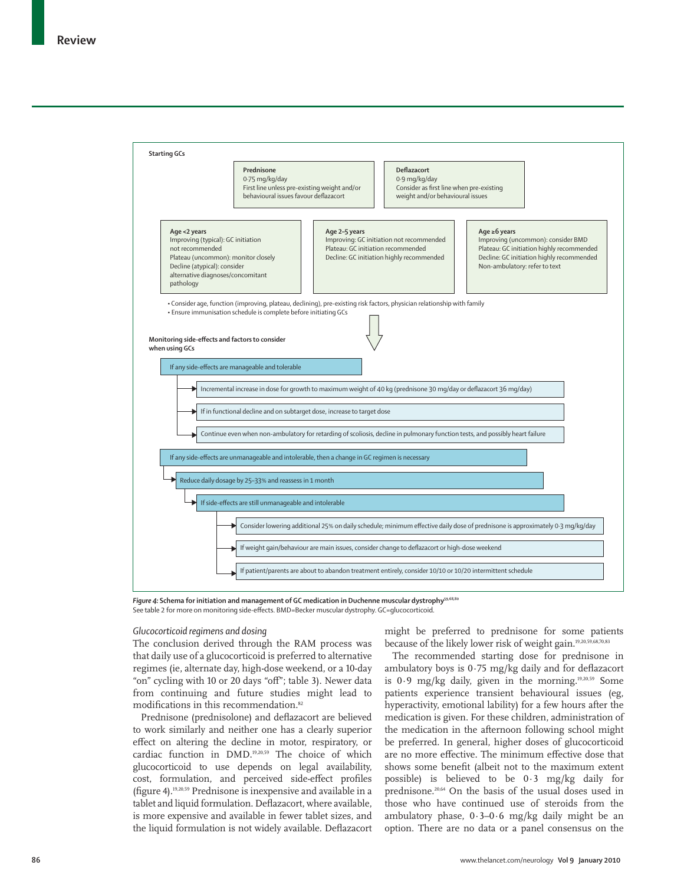**Starting GCs**

**Prednisone**
0·75 mg/kg/day
First line unless pre-existing weight and/or behavioural issues favour deflazacort

**Deflazacort**
0·9 mg/kg/day
Consider as first line when pre-existing weight and/or behavioural issues

**Age <2 years**
Improving (typical): GC initiation not recommended
Plateau (uncommon): monitor closely
Decline (atypical): consider alternative diagnoses/concomitant pathology

**Age 2–5 years**
Improving: GC initiation not recommended
Plateau: GC initiation recommended
Decline: GC initiation highly recommended

**Age ≥6 years**
Improving (uncommon): consider BMD
Plateau: GC initiation highly recommended
Decline: GC initiation highly recommended
Non-ambulatory: refer to text

- Consider age, function (improving, plateau, declining), pre-existing risk factors, physician relationship with family
- Ensure immunisation schedule is complete before initiating GCs

**Monitoring side-effects and factors to consider when using GCs**

- If any side-effects are manageable and tolerable
  - Incremental increase in dose for growth to maximum weight of 40 kg (prednisone 30 mg/day or deflazacort 36 mg/day)
  - If in functional decline and on subtarget dose, increase to target dose
  - Continue even when non-ambulatory for retarding of scoliosis, decline in pulmonary function tests, and possibly heart failure
- If any side-effects are unmanageable and intolerable, then a change in GC regimen is necessary
  - Reduce daily dosage by 25–33% and reassess in 1 month
    - If side-effects are still unmanageable and intolerable
      - Consider lowering additional 25% on daily schedule; minimum effective daily dose of prednisone is approximately 0·3 mg/kg/day
      - If weight gain/behaviour are main issues, consider change to deflazacort or high-dose weekend
      - If patient/parents are about to abandon treatment entirely, consider 10/10 or 10/20 intermittent schedule

*Figure 4:* **Schema for initiation and management of GC medication in Duchenne muscular dystrophy**[59,68,80]
See table 2 for more on monitoring side-effects. BMD=Becker muscular dystrophy. GC=glucocorticoid.

### *Glucocorticoid regimens and dosing*

The conclusion derived through the RAM process was that daily use of a glucocorticoid is preferred to alternative regimes (ie, alternate day, high-dose weekend, or a 10-day "on" cycling with 10 or 20 days "off"; table 3). Newer data from continuing and future studies might lead to modifications in this recommendation.[82]

Prednisone (prednisolone) and deflazacort are believed to work similarly and neither one has a clearly superior effect on altering the decline in motor, respiratory, or cardiac function in DMD.[19,20,59] The choice of which glucocorticoid to use depends on legal availability, cost, formulation, and perceived side-effect profiles (figure 4).[19,20,59] Prednisone is inexpensive and available in a tablet and liquid formulation. Deflazacort, where available, is more expensive and available in fewer tablet sizes, and the liquid formulation is not widely available. Deflazacort might be preferred to prednisone for some patients because of the likely lower risk of weight gain.[19,20,59,68,70,83]

The recommended starting dose for prednisone in ambulatory boys is 0·75 mg/kg daily and for deflazacort is 0·9 mg/kg daily, given in the morning.[19,20,59] Some patients experience transient behavioural issues (eg, hyperactivity, emotional lability) for a few hours after the medication is given. For these children, administration of the medication in the afternoon following school might be preferred. In general, higher doses of glucocorticoid are no more effective. The minimum effective dose that shows some benefit (albeit not to the maximum extent possible) is believed to be 0·3 mg/kg daily for prednisone.[20,64] On the basis of the usual doses used in those who have continued use of steroids from the ambulatory phase, 0·3–0·6 mg/kg daily might be an option. There are no data or a panel consensus on the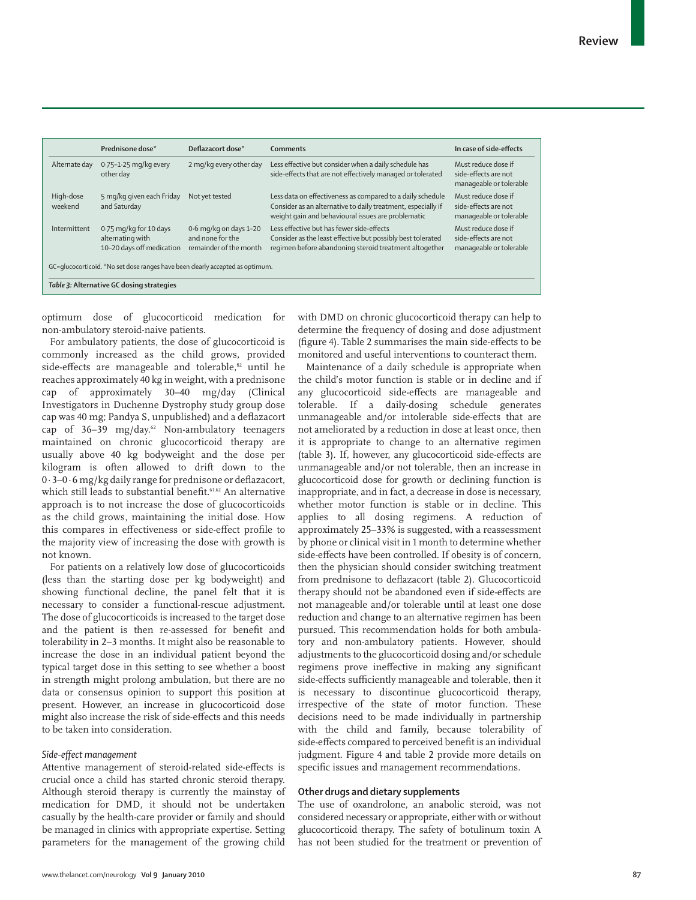| | Prednisone dose* | Deflazacort dose* | Comments | In case of side-effects |
|---|---|---|---|---|
| Alternate day | 0·75–1·25 mg/kg every other day | 2 mg/kg every other day | Less effective but consider when a daily schedule has side-effects that are not effectively managed or tolerated | Must reduce dose if side-effects are not manageable or tolerable |
| High-dose weekend | 5 mg/kg given each Friday and Saturday | Not yet tested | Less data on effectiveness as compared to a daily schedule Consider as an alternative to daily treatment, especially if weight gain and behavioural issues are problematic | Must reduce dose if side-effects are not manageable or tolerable |
| Intermittent | 0·75 mg/kg for 10 days alternating with 10–20 days off medication | 0·6 mg/kg on days 1–20 and none for the remainder of the month | Less effective but has fewer side-effects Consider as the least effective but possibly best tolerated regimen before abandoning steroid treatment altogether | Must reduce dose if side-effects are not manageable or tolerable |

GC=glucocorticoid. *No set dose ranges have been clearly accepted as optimum.

*Table 3:* **Alternative GC dosing strategies**

optimum dose of glucocorticoid medication for non-ambulatory steroid-naive patients.

For ambulatory patients, the dose of glucocorticoid is commonly increased as the child grows, provided side-effects are manageable and tolerable,[82] until he reaches approximately 40 kg in weight, with a prednisone cap of approximately 30–40 mg/day (Clinical Investigators in Duchenne Dystrophy study group dose cap was 40 mg; Pandya S, unpublished) and a deflazacort cap of 36–39 mg/day.[62] Non-ambulatory teenagers maintained on chronic glucocorticoid therapy are usually above 40 kg bodyweight and the dose per kilogram is often allowed to drift down to the 0·3–0·6 mg/kg daily range for prednisone or deflazacort, which still leads to substantial benefit.[61,62] An alternative approach is to not increase the dose of glucocorticoids as the child grows, maintaining the initial dose. How this compares in effectiveness or side-effect profile to the majority view of increasing the dose with growth is not known.

For patients on a relatively low dose of glucocorticoids (less than the starting dose per kg bodyweight) and showing functional decline, the panel felt that it is necessary to consider a functional-rescue adjustment. The dose of glucocorticoids is increased to the target dose and the patient is then re-assessed for benefit and tolerability in 2–3 months. It might also be reasonable to increase the dose in an individual patient beyond the typical target dose in this setting to see whether a boost in strength might prolong ambulation, but there are no data or consensus opinion to support this position at present. However, an increase in glucocorticoid dose might also increase the risk of side-effects and this needs to be taken into consideration.

### *Side-effect management*

Attentive management of steroid-related side-effects is crucial once a child has started chronic steroid therapy. Although steroid therapy is currently the mainstay of medication for DMD, it should not be undertaken casually by the health-care provider or family and should be managed in clinics with appropriate expertise. Setting parameters for the management of the growing child with DMD on chronic glucocorticoid therapy can help to determine the frequency of dosing and dose adjustment (figure 4). Table 2 summarises the main side-effects to be monitored and useful interventions to counteract them.

Maintenance of a daily schedule is appropriate when the child's motor function is stable or in decline and if any glucocorticoid side-effects are manageable and tolerable. If a daily-dosing schedule generates unmanageable and/or intolerable side-effects that are not ameliorated by a reduction in dose at least once, then it is appropriate to change to an alternative regimen (table 3). If, however, any glucocorticoid side-effects are unmanageable and/or not tolerable, then an increase in glucocorticoid dose for growth or declining function is inappropriate, and in fact, a decrease in dose is necessary, whether motor function is stable or in decline. This applies to all dosing regimens. A reduction of approximately 25–33% is suggested, with a reassessment by phone or clinical visit in 1 month to determine whether side-effects have been controlled. If obesity is of concern, then the physician should consider switching treatment from prednisone to deflazacort (table 2). Glucocorticoid therapy should not be abandoned even if side-effects are not manageable and/or tolerable until at least one dose reduction and change to an alternative regimen has been pursued. This recommendation holds for both ambulatory and non-ambulatory patients. However, should adjustments to the glucocorticoid dosing and/or schedule regimens prove ineffective in making any significant side-effects sufficiently manageable and tolerable, then it is necessary to discontinue glucocorticoid therapy, irrespective of the state of motor function. These decisions need to be made individually in partnership with the child and family, because tolerability of side-effects compared to perceived benefit is an individual judgment. Figure 4 and table 2 provide more details on specific issues and management recommendations.

## Other drugs and dietary supplements

The use of oxandrolone, an anabolic steroid, was not considered necessary or appropriate, either with or without glucocorticoid therapy. The safety of botulinum toxin A has not been studied for the treatment or prevention of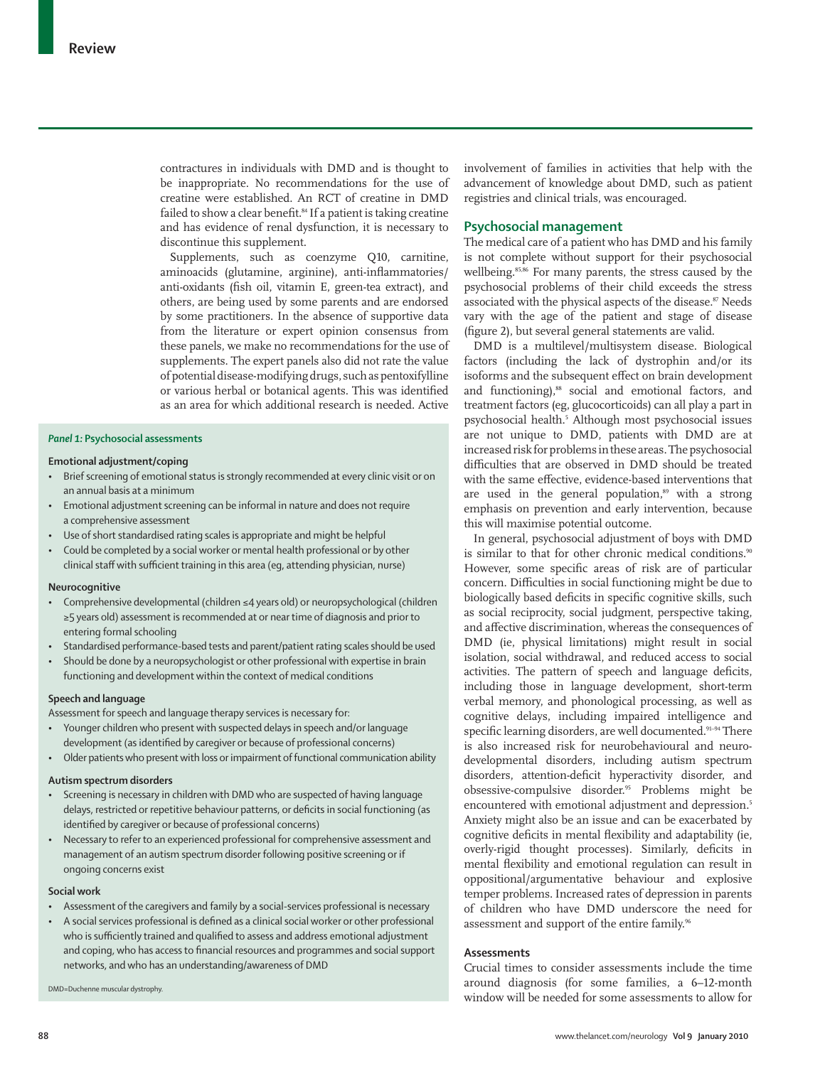contractures in individuals with DMD and is thought to be inappropriate. No recommendations for the use of creatine were established. An RCT of creatine in DMD failed to show a clear benefit.[84] If a patient is taking creatine and has evidence of renal dysfunction, it is necessary to discontinue this supplement.

Supplements, such as coenzyme Q10, carnitine, aminoacids (glutamine, arginine), anti-inflammatories/anti-oxidants (fish oil, vitamin E, green-tea extract), and others, are being used by some parents and are endorsed by some practitioners. In the absence of supportive data from the literature or expert opinion consensus from these panels, we make no recommendations for the use of supplements. The expert panels also did not rate the value of potential disease-modifying drugs, such as pentoxifylline or various herbal or botanical agents. This was identified as an area for which additional research is needed. Active involvement of families in activities that help with the advancement of knowledge about DMD, such as patient registries and clinical trials, was encouraged.

### *Panel 1:* Psychosocial assessments

**Emotional adjustment/coping**

- Brief screening of emotional status is strongly recommended at every clinic visit or on an annual basis at a minimum
- Emotional adjustment screening can be informal in nature and does not require a comprehensive assessment
- Use of short standardised rating scales is appropriate and might be helpful
- Could be completed by a social worker or mental health professional or by other clinical staff with sufficient training in this area (eg, attending physician, nurse)

**Neurocognitive**

- Comprehensive developmental (children ≤4 years old) or neuropsychological (children ≥5 years old) assessment is recommended at or near time of diagnosis and prior to entering formal schooling
- Standardised performance-based tests and parent/patient rating scales should be used
- Should be done by a neuropsychologist or other professional with expertise in brain functioning and development within the context of medical conditions

**Speech and language**

Assessment for speech and language therapy services is necessary for:

- Younger children who present with suspected delays in speech and/or language development (as identified by caregiver or because of professional concerns)
- Older patients who present with loss or impairment of functional communication ability

**Autism spectrum disorders**

- Screening is necessary in children with DMD who are suspected of having language delays, restricted or repetitive behaviour patterns, or deficits in social functioning (as identified by caregiver or because of professional concerns)
- Necessary to refer to an experienced professional for comprehensive assessment and management of an autism spectrum disorder following positive screening or if ongoing concerns exist

**Social work**

- Assessment of the caregivers and family by a social-services professional is necessary
- A social services professional is defined as a clinical social worker or other professional who is sufficiently trained and qualified to assess and address emotional adjustment and coping, who has access to financial resources and programmes and social support networks, and who has an understanding/awareness of DMD

DMD=Duchenne muscular dystrophy.

## Psychosocial management

The medical care of a patient who has DMD and his family is not complete without support for their psychosocial wellbeing.[85,86] For many parents, the stress caused by the psychosocial problems of their child exceeds the stress associated with the physical aspects of the disease.[87] Needs vary with the age of the patient and stage of disease (figure 2), but several general statements are valid.

DMD is a multilevel/multisystem disease. Biological factors (including the lack of dystrophin and/or its isoforms and the subsequent effect on brain development and functioning),[88] social and emotional factors, and treatment factors (eg, glucocorticoids) can all play a part in psychosocial health.[5] Although most psychosocial issues are not unique to DMD, patients with DMD are at increased risk for problems in these areas. The psychosocial difficulties that are observed in DMD should be treated with the same effective, evidence-based interventions that are used in the general population,[89] with a strong emphasis on prevention and early intervention, because this will maximise potential outcome.

In general, psychosocial adjustment of boys with DMD is similar to that for other chronic medical conditions.[90] However, some specific areas of risk are of particular concern. Difficulties in social functioning might be due to biologically based deficits in specific cognitive skills, such as social reciprocity, social judgment, perspective taking, and affective discrimination, whereas the consequences of DMD (ie, physical limitations) might result in social isolation, social withdrawal, and reduced access to social activities. The pattern of speech and language deficits, including those in language development, short-term verbal memory, and phonological processing, as well as cognitive delays, including impaired intelligence and specific learning disorders, are well documented.[91–94] There is also increased risk for neurobehavioural and neurodevelopmental disorders, including autism spectrum disorders, attention-deficit hyperactivity disorder, and obsessive-compulsive disorder.[95] Problems might be encountered with emotional adjustment and depression.[5] Anxiety might also be an issue and can be exacerbated by cognitive deficits in mental flexibility and adaptability (ie, overly-rigid thought processes). Similarly, deficits in mental flexibility and emotional regulation can result in oppositional/argumentative behaviour and explosive temper problems. Increased rates of depression in parents of children who have DMD underscore the need for assessment and support of the entire family.[96]

### Assessments

Crucial times to consider assessments include the time around diagnosis (for some families, a 6–12-month window will be needed for some assessments to allow for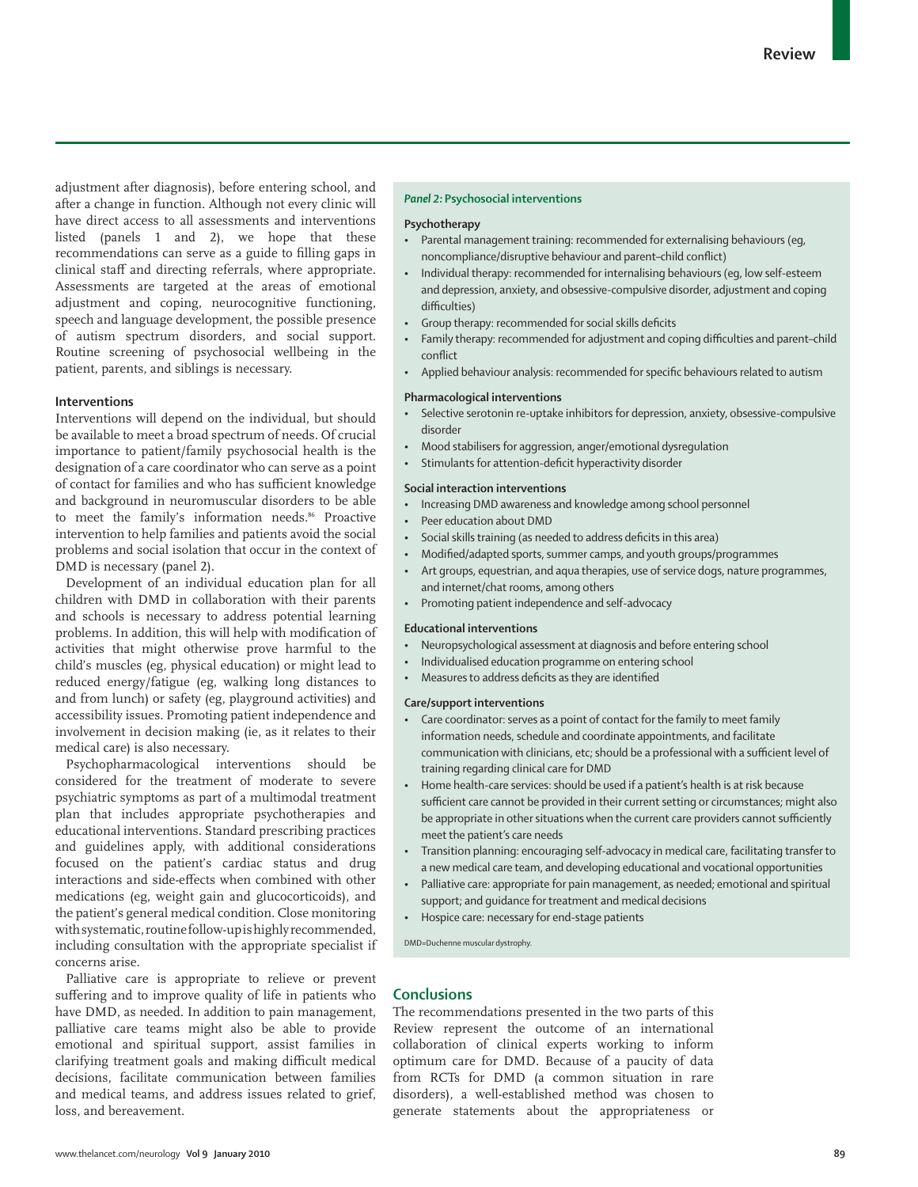adjustment after diagnosis), before entering school, and after a change in function. Although not every clinic will have direct access to all assessments and interventions listed (panels 1 and 2), we hope that these recommendations can serve as a guide to filling gaps in clinical staff and directing referrals, where appropriate. Assessments are targeted at the areas of emotional adjustment and coping, neurocognitive functioning, speech and language development, the possible presence of autism spectrum disorders, and social support. Routine screening of psychosocial wellbeing in the patient, parents, and siblings is necessary.

### Interventions

Interventions will depend on the individual, but should be available to meet a broad spectrum of needs. Of crucial importance to patient/family psychosocial health is the designation of a care coordinator who can serve as a point of contact for families and who has sufficient knowledge and background in neuromuscular disorders to be able to meet the family's information needs.[86] Proactive intervention to help families and patients avoid the social problems and social isolation that occur in the context of DMD is necessary (panel 2).

Development of an individual education plan for all children with DMD in collaboration with their parents and schools is necessary to address potential learning problems. In addition, this will help with modification of activities that might otherwise prove harmful to the child's muscles (eg, physical education) or might lead to reduced energy/fatigue (eg, walking long distances to and from lunch) or safety (eg, playground activities) and accessibility issues. Promoting patient independence and involvement in decision making (ie, as it relates to their medical care) is also necessary.

Psychopharmacological interventions should be considered for the treatment of moderate to severe psychiatric symptoms as part of a multimodal treatment plan that includes appropriate psychotherapies and educational interventions. Standard prescribing practices and guidelines apply, with additional considerations focused on the patient's cardiac status and drug interactions and side-effects when combined with other medications (eg, weight gain and glucocorticoids), and the patient's general medical condition. Close monitoring with systematic, routine follow-up is highly recommended, including consultation with the appropriate specialist if concerns arise.

Palliative care is appropriate to relieve or prevent suffering and to improve quality of life in patients who have DMD, as needed. In addition to pain management, palliative care teams might also be able to provide emotional and spiritual support, assist families in clarifying treatment goals and making difficult medical decisions, facilitate communication between families and medical teams, and address issues related to grief, loss, and bereavement.

**_Panel 2:_ Psychosocial interventions**

**Psychotherapy**
- Parental management training: recommended for externalising behaviours (eg, noncompliance/disruptive behaviour and parent–child conflict)
- Individual therapy: recommended for internalising behaviours (eg, low self-esteem and depression, anxiety, and obsessive-compulsive disorder, adjustment and coping difficulties)
- Group therapy: recommended for social skills deficits
- Family therapy: recommended for adjustment and coping difficulties and parent–child conflict
- Applied behaviour analysis: recommended for specific behaviours related to autism

**Pharmacological interventions**
- Selective serotonin re-uptake inhibitors for depression, anxiety, obsessive-compulsive disorder
- Mood stabilisers for aggression, anger/emotional dysregulation
- Stimulants for attention-deficit hyperactivity disorder

**Social interaction interventions**
- Increasing DMD awareness and knowledge among school personnel
- Peer education about DMD
- Social skills training (as needed to address deficits in this area)
- Modified/adapted sports, summer camps, and youth groups/programmes
- Art groups, equestrian, and aqua therapies, use of service dogs, nature programmes, and internet/chat rooms, among others
- Promoting patient independence and self-advocacy

**Educational interventions**
- Neuropsychological assessment at diagnosis and before entering school
- Individualised education programme on entering school
- Measures to address deficits as they are identified

**Care/support interventions**
- Care coordinator: serves as a point of contact for the family to meet family information needs, schedule and coordinate appointments, and facilitate communication with clinicians, etc; should be a professional with a sufficient level of training regarding clinical care for DMD
- Home health-care services: should be used if a patient's health is at risk because sufficient care cannot be provided in their current setting or circumstances; might also be appropriate in other situations when the current care providers cannot sufficiently meet the patient's care needs
- Transition planning: encouraging self-advocacy in medical care, facilitating transfer to a new medical care team, and developing educational and vocational opportunities
- Palliative care: appropriate for pain management, as needed; emotional and spiritual support; and guidance for treatment and medical decisions
- Hospice care: necessary for end-stage patients

DMD=Duchenne muscular dystrophy.

## Conclusions

The recommendations presented in the two parts of this Review represent the outcome of an international collaboration of clinical experts working to inform optimum care for DMD. Because of a paucity of data from RCTs for DMD (a common situation in rare disorders), a well-established method was chosen to generate statements about the appropriateness or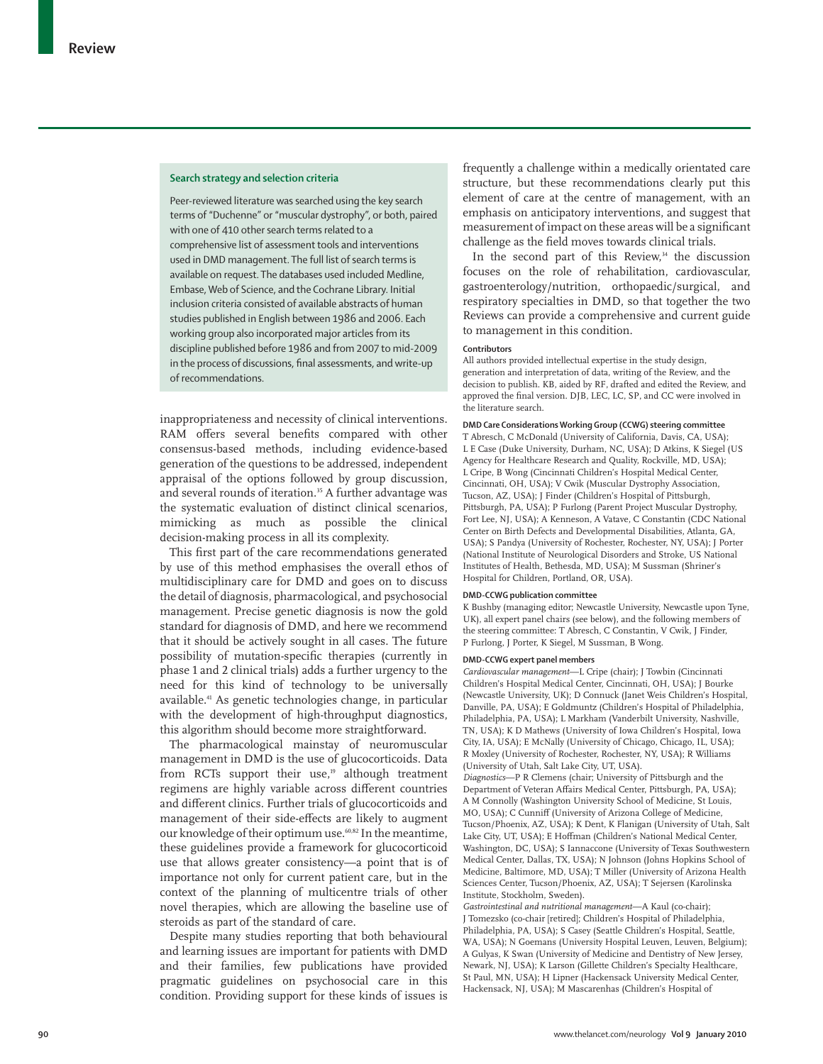### Search strategy and selection criteria

Peer-reviewed literature was searched using the key search terms of "Duchenne" or "muscular dystrophy", or both, paired with one of 410 other search terms related to a comprehensive list of assessment tools and interventions used in DMD management. The full list of search terms is available on request. The databases used included Medline, Embase, Web of Science, and the Cochrane Library. Initial inclusion criteria consisted of available abstracts of human studies published in English between 1986 and 2006. Each working group also incorporated major articles from its discipline published before 1986 and from 2007 to mid-2009 in the process of discussions, final assessments, and write-up of recommendations.

inappropriateness and necessity of clinical interventions. RAM offers several benefits compared with other consensus-based methods, including evidence-based generation of the questions to be addressed, independent appraisal of the options followed by group discussion, and several rounds of iteration.[35] A further advantage was the systematic evaluation of distinct clinical scenarios, mimicking as much as possible the clinical decision-making process in all its complexity.

This first part of the care recommendations generated by use of this method emphasises the overall ethos of multidisciplinary care for DMD and goes on to discuss the detail of diagnosis, pharmacological, and psychosocial management. Precise genetic diagnosis is now the gold standard for diagnosis of DMD, and here we recommend that it should be actively sought in all cases. The future possibility of mutation-specific therapies (currently in phase 1 and 2 clinical trials) adds a further urgency to the need for this kind of technology to be universally available.[41] As genetic technologies change, in particular with the development of high-throughput diagnostics, this algorithm should become more straightforward.

The pharmacological mainstay of neuromuscular management in DMD is the use of glucocorticoids. Data from RCTs support their use,[19] although treatment regimens are highly variable across different countries and different clinics. Further trials of glucocorticoids and management of their side-effects are likely to augment our knowledge of their optimum use.[60,82] In the meantime, these guidelines provide a framework for glucocorticoid use that allows greater consistency—a point that is of importance not only for current patient care, but in the context of the planning of multicentre trials of other novel therapies, which are allowing the baseline use of steroids as part of the standard of care.

Despite many studies reporting that both behavioural and learning issues are important for patients with DMD and their families, few publications have provided pragmatic guidelines on psychosocial care in this condition. Providing support for these kinds of issues is frequently a challenge within a medically orientated care structure, but these recommendations clearly put this element of care at the centre of management, with an emphasis on anticipatory interventions, and suggest that measurement of impact on these areas will be a significant challenge as the field moves towards clinical trials.

In the second part of this Review,[34] the discussion focuses on the role of rehabilitation, cardiovascular, gastroenterology/nutrition, orthopaedic/surgical, and respiratory specialties in DMD, so that together the two Reviews can provide a comprehensive and current guide to management in this condition.

#### Contributors

All authors provided intellectual expertise in the study design, generation and interpretation of data, writing of the Review, and the decision to publish. KB, aided by RF, drafted and edited the Review, and approved the final version. DJB, LEC, LC, SP, and CC were involved in the literature search.

#### DMD Care Considerations Working Group (CCWG) steering committee

T Abresch, C McDonald (University of California, Davis, CA, USA); L E Case (Duke University, Durham, NC, USA); D Atkins, K Siegel (US Agency for Healthcare Research and Quality, Rockville, MD, USA); L Cripe, B Wong (Cincinnati Children's Hospital Medical Center, Cincinnati, OH, USA); V Cwik (Muscular Dystrophy Association, Tucson, AZ, USA); J Finder (Children's Hospital of Pittsburgh, Pittsburgh, PA, USA); P Furlong (Parent Project Muscular Dystrophy, Fort Lee, NJ, USA); A Kenneson, A Vatave, C Constantin (CDC National Center on Birth Defects and Developmental Disabilities, Atlanta, GA, USA); S Pandya (University of Rochester, Rochester, NY, USA); J Porter (National Institute of Neurological Disorders and Stroke, US National Institutes of Health, Bethesda, MD, USA); M Sussman (Shriner's Hospital for Children, Portland, OR, USA).

#### DMD-CCWG publication committee

K Bushby (managing editor; Newcastle University, Newcastle upon Tyne, UK), all expert panel chairs (see below), and the following members of the steering committee: T Abresch, C Constantin, V Cwik, J Finder, P Furlong, J Porter, K Siegel, M Sussman, B Wong.

#### DMD-CCWG expert panel members

*Cardiovascular management*—L Cripe (chair); J Towbin (Cincinnati Children's Hospital Medical Center, Cincinnati, OH, USA); J Bourke (Newcastle University, UK); D Connuck (Janet Weis Children's Hospital, Danville, PA, USA); E Goldmuntz (Children's Hospital of Philadelphia, Philadelphia, PA, USA); L Markham (Vanderbilt University, Nashville, TN, USA); K D Mathews (University of Iowa Children's Hospital, Iowa City, IA, USA); E McNally (University of Chicago, Chicago, IL, USA); R Moxley (University of Rochester, Rochester, NY, USA); R Williams (University of Utah, Salt Lake City, UT, USA).

*Diagnostics*—P R Clemens (chair; University of Pittsburgh and the Department of Veteran Affairs Medical Center, Pittsburgh, PA, USA); A M Connolly (Washington University School of Medicine, St Louis, MO, USA); C Cunniff (University of Arizona College of Medicine, Tucson/Phoenix, AZ, USA); K Dent, K Flanigan (University of Utah, Salt Lake City, UT, USA); E Hoffman (Children's National Medical Center, Washington, DC, USA); S Iannaccone (University of Texas Southwestern Medical Center, Dallas, TX, USA); N Johnson (Johns Hopkins School of Medicine, Baltimore, MD, USA); T Miller (University of Arizona Health Sciences Center, Tucson/Phoenix, AZ, USA); T Sejersen (Karolinska Institute, Stockholm, Sweden).

*Gastrointestinal and nutritional management*—A Kaul (co-chair); J Tomezsko (co-chair [retired]; Children's Hospital of Philadelphia, Philadelphia, PA, USA); S Casey (Seattle Children's Hospital, Seattle, WA, USA); N Goemans (University Hospital Leuven, Leuven, Belgium); A Gulyas, K Swan (University of Medicine and Dentistry of New Jersey, Newark, NJ, USA); K Larson (Gillette Children's Specialty Healthcare, St Paul, MN, USA); H Lipner (Hackensack University Medical Center, Hackensack, NJ, USA); M Mascarenhas (Children's Hospital of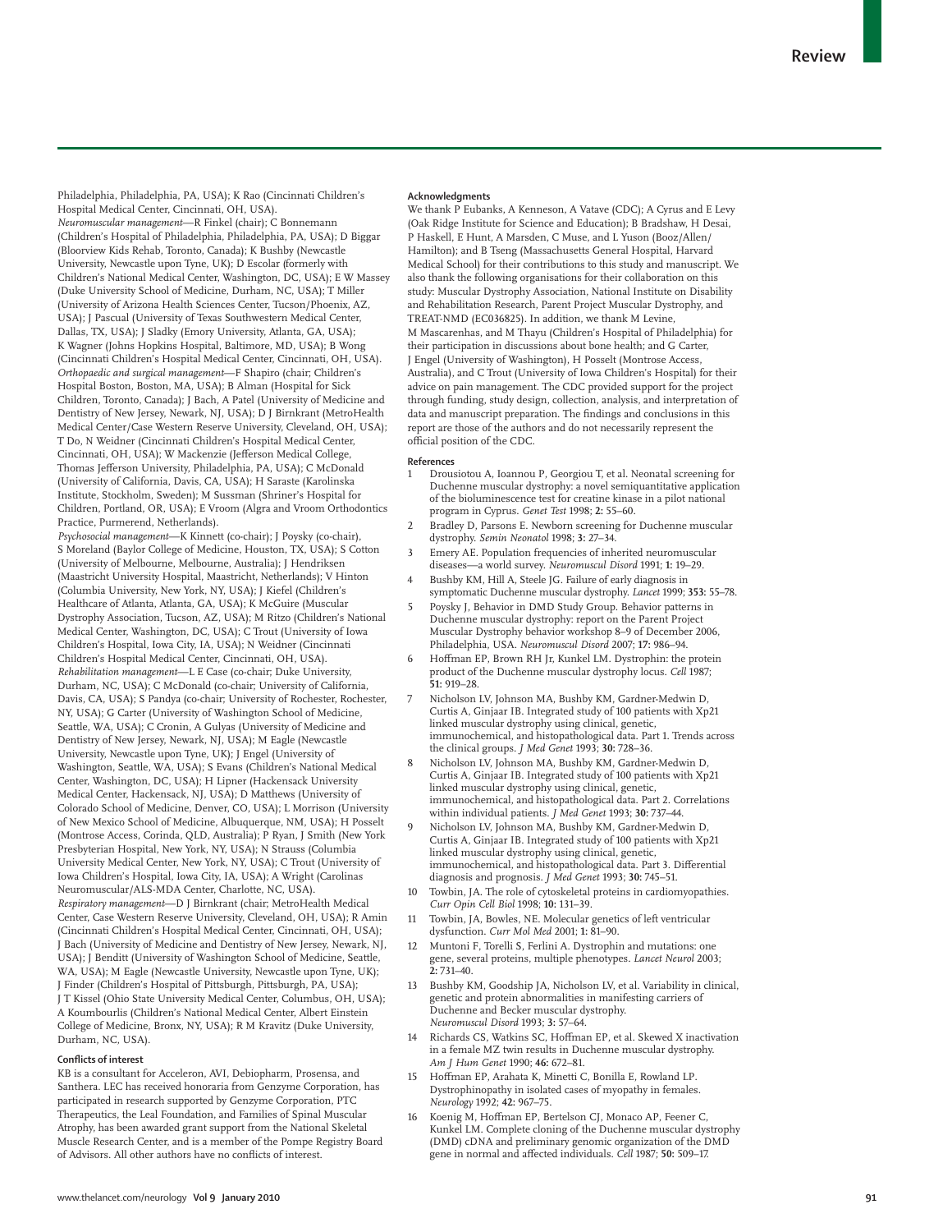Philadelphia, Philadelphia, PA, USA); K Rao (Cincinnati Children's Hospital Medical Center, Cincinnati, OH, USA).

*Neuromuscular management*—R Finkel (chair); C Bonnemann (Children's Hospital of Philadelphia, Philadelphia, PA, USA); D Biggar (Bloorview Kids Rehab, Toronto, Canada); K Bushby (Newcastle University, Newcastle upon Tyne, UK); D Escolar (formerly with Children's National Medical Center, Washington, DC, USA); E W Massey (Duke University School of Medicine, Durham, NC, USA); T Miller (University of Arizona Health Sciences Center, Tucson/Phoenix, AZ, USA); J Pascual (University of Texas Southwestern Medical Center, Dallas, TX, USA); J Sladky (Emory University, Atlanta, GA, USA); K Wagner (Johns Hopkins Hospital, Baltimore, MD, USA); B Wong (Cincinnati Children's Hospital Medical Center, Cincinnati, OH, USA).

*Orthopaedic and surgical management*—F Shapiro (chair; Children's Hospital Boston, Boston, MA, USA); B Alman (Hospital for Sick Children, Toronto, Canada); J Bach, A Patel (University of Medicine and Dentistry of New Jersey, Newark, NJ, USA); D J Birnkrant (MetroHealth Medical Center/Case Western Reserve University, Cleveland, OH, USA); T Do, N Weidner (Cincinnati Children's Hospital Medical Center, Cincinnati, OH, USA); W Mackenzie (Jefferson Medical College, Thomas Jefferson University, Philadelphia, PA, USA); C McDonald (University of California, Davis, CA, USA); H Saraste (Karolinska Institute, Stockholm, Sweden); M Sussman (Shriner's Hospital for Children, Portland, OR, USA); E Vroom (Algra and Vroom Orthodontics Practice, Purmerend, Netherlands).

*Psychosocial management*—K Kinnett (co-chair); J Poysky (co-chair), S Moreland (Baylor College of Medicine, Houston, TX, USA); S Cotton (University of Melbourne, Melbourne, Australia); J Hendriksen (Maastricht University Hospital, Maastricht, Netherlands); V Hinton (Columbia University, New York, NY, USA); J Kiefel (Children's Healthcare of Atlanta, Atlanta, GA, USA); K McGuire (Muscular Dystrophy Association, Tucson, AZ, USA); M Ritzo (Children's National Medical Center, Washington, DC, USA); C Trout (University of Iowa Children's Hospital, Iowa City, IA, USA); N Weidner (Cincinnati Children's Hospital Medical Center, Cincinnati, OH, USA).

*Rehabilitation management*—L E Case (co-chair; Duke University, Durham, NC, USA); C McDonald (co-chair; University of California, Davis, CA, USA); S Pandya (co-chair; University of Rochester, Rochester, NY, USA); G Carter (University of Washington School of Medicine, Seattle, WA, USA); C Cronin, A Gulyas (University of Medicine and Dentistry of New Jersey, Newark, NJ, USA); M Eagle (Newcastle University, Newcastle upon Tyne, UK); J Engel (University of Washington, Seattle, WA, USA); S Evans (Children's National Medical Center, Washington, DC, USA); H Lipner (Hackensack University Medical Center, Hackensack, NJ, USA); D Matthews (University of Colorado School of Medicine, Denver, CO, USA); L Morrison (University of New Mexico School of Medicine, Albuquerque, NM, USA); H Posselt (Montrose Access, Corinda, QLD, Australia); P Ryan, J Smith (New York Presbyterian Hospital, New York, NY, USA); N Strauss (Columbia University Medical Center, New York, NY, USA); C Trout (University of Iowa Children's Hospital, Iowa City, IA, USA); A Wright (Carolinas Neuromuscular/ALS-MDA Center, Charlotte, NC, USA).

*Respiratory management*—D J Birnkrant (chair; MetroHealth Medical Center, Case Western Reserve University, Cleveland, OH, USA); R Amin (Cincinnati Children's Hospital Medical Center, Cincinnati, OH, USA); J Bach (University of Medicine and Dentistry of New Jersey, Newark, NJ, USA); J Benditt (University of Washington School of Medicine, Seattle, WA, USA); M Eagle (Newcastle University, Newcastle upon Tyne, UK); J Finder (Children's Hospital of Pittsburgh, Pittsburgh, PA, USA); J T Kissel (Ohio State University Medical Center, Columbus, OH, USA); A Koumbourlis (Children's National Medical Center, Albert Einstein College of Medicine, Bronx, NY, USA); R M Kravitz (Duke University, Durham, NC, USA).

#### Conflicts of interest

KB is a consultant for Acceleron, AVI, Debiopharm, Prosensa, and Santhera. LEC has received honoraria from Genzyme Corporation, has participated in research supported by Genzyme Corporation, PTC Therapeutics, the Leal Foundation, and Families of Spinal Muscular Atrophy, has been awarded grant support from the National Skeletal Muscle Research Center, and is a member of the Pompe Registry Board of Advisors. All other authors have no conflicts of interest.

#### Acknowledgments

We thank P Eubanks, A Kenneson, A Vatave (CDC); A Cyrus and E Levy (Oak Ridge Institute for Science and Education); B Bradshaw, H Desai, P Haskell, E Hunt, A Marsden, C Muse, and L Yuson (Booz/Allen/Hamilton); and B Tseng (Massachusetts General Hospital, Harvard Medical School) for their contributions to this study and manuscript. We also thank the following organisations for their collaboration on this study: Muscular Dystrophy Association, National Institute on Disability and Rehabilitation Research, Parent Project Muscular Dystrophy, and TREAT-NMD (EC036825). In addition, we thank M Levine, M Mascarenhas, and M Thayu (Children's Hospital of Philadelphia) for their participation in discussions about bone health; and G Carter, J Engel (University of Washington), H Posselt (Montrose Access, Australia), and C Trout (University of Iowa Children's Hospital) for their advice on pain management. The CDC provided support for the project through funding, study design, collection, analysis, and interpretation of data and manuscript preparation. The findings and conclusions in this report are those of the authors and do not necessarily represent the official position of the CDC.

#### References

1. Drousiotou A, Ioannou P, Georgiou T, et al. Neonatal screening for Duchenne muscular dystrophy: a novel semiquantitative application of the bioluminescence test for creatine kinase in a pilot national program in Cyprus. *Genet Test* 1998; **2:** 55–60.
2. Bradley D, Parsons E. Newborn screening for Duchenne muscular dystrophy. *Semin Neonatol* 1998; **3:** 27–34.
3. Emery AE. Population frequencies of inherited neuromuscular diseases—a world survey. *Neuromuscul Disord* 1991; **1:** 19–29.
4. Bushby KM, Hill A, Steele JG. Failure of early diagnosis in symptomatic Duchenne muscular dystrophy. *Lancet* 1999; **353:** 55–78.
5. Poysky J, Behavior in DMD Study Group. Behavior patterns in Duchenne muscular dystrophy: report on the Parent Project Muscular Dystrophy behavior workshop 8–9 of December 2006, Philadelphia, USA. *Neuromuscul Disord* 2007; **17:** 986–94.
6. Hoffman EP, Brown RH Jr, Kunkel LM. Dystrophin: the protein product of the Duchenne muscular dystrophy locus. *Cell* 1987; **51:** 919–28.
7. Nicholson LV, Johnson MA, Bushby KM, Gardner-Medwin D, Curtis A, Ginjaar IB. Integrated study of 100 patients with Xp21 linked muscular dystrophy using clinical, genetic, immunochemical, and histopathological data. Part 1. Trends across the clinical groups. *J Med Genet* 1993; **30:** 728–36.
8. Nicholson LV, Johnson MA, Bushby KM, Gardner-Medwin D, Curtis A, Ginjaar IB. Integrated study of 100 patients with Xp21 linked muscular dystrophy using clinical, genetic, immunochemical, and histopathological data. Part 2. Correlations within individual patients. *J Med Genet* 1993; **30:** 737–44.
9. Nicholson LV, Johnson MA, Bushby KM, Gardner-Medwin D, Curtis A, Ginjaar IB. Integrated study of 100 patients with Xp21 linked muscular dystrophy using clinical, genetic, immunochemical, and histopathological data. Part 3. Differential diagnosis and prognosis. *J Med Genet* 1993; **30:** 745–51.
10. Towbin, JA. The role of cytoskeletal proteins in cardiomyopathies. *Curr Opin Cell Biol* 1998; **10:** 131–39.
11. Towbin, JA, Bowles, NE. Molecular genetics of left ventricular dysfunction. *Curr Mol Med* 2001; **1:** 81–90.
12. Muntoni F, Torelli S, Ferlini A. Dystrophin and mutations: one gene, several proteins, multiple phenotypes. *Lancet Neurol* 2003; **2:** 731–40.
13. Bushby KM, Goodship JA, Nicholson LV, et al. Variability in clinical, genetic and protein abnormalities in manifesting carriers of Duchenne and Becker muscular dystrophy. *Neuromuscul Disord* 1993; **3:** 57–64.
14. Richards CS, Watkins SC, Hoffman EP, et al. Skewed X inactivation in a female MZ twin results in Duchenne muscular dystrophy. *Am J Hum Genet* 1990; **46:** 672–81.
15. Hoffman EP, Arahata K, Minetti C, Bonilla E, Rowland LP. Dystrophinopathy in isolated cases of myopathy in females. *Neurology* 1992; **42:** 967–75.
16. Koenig M, Hoffman EP, Bertelson CJ, Monaco AP, Feener C, Kunkel LM. Complete cloning of the Duchenne muscular dystrophy (DMD) cDNA and preliminary genomic organization of the DMD gene in normal and affected individuals. *Cell* 1987; **50:** 509–17.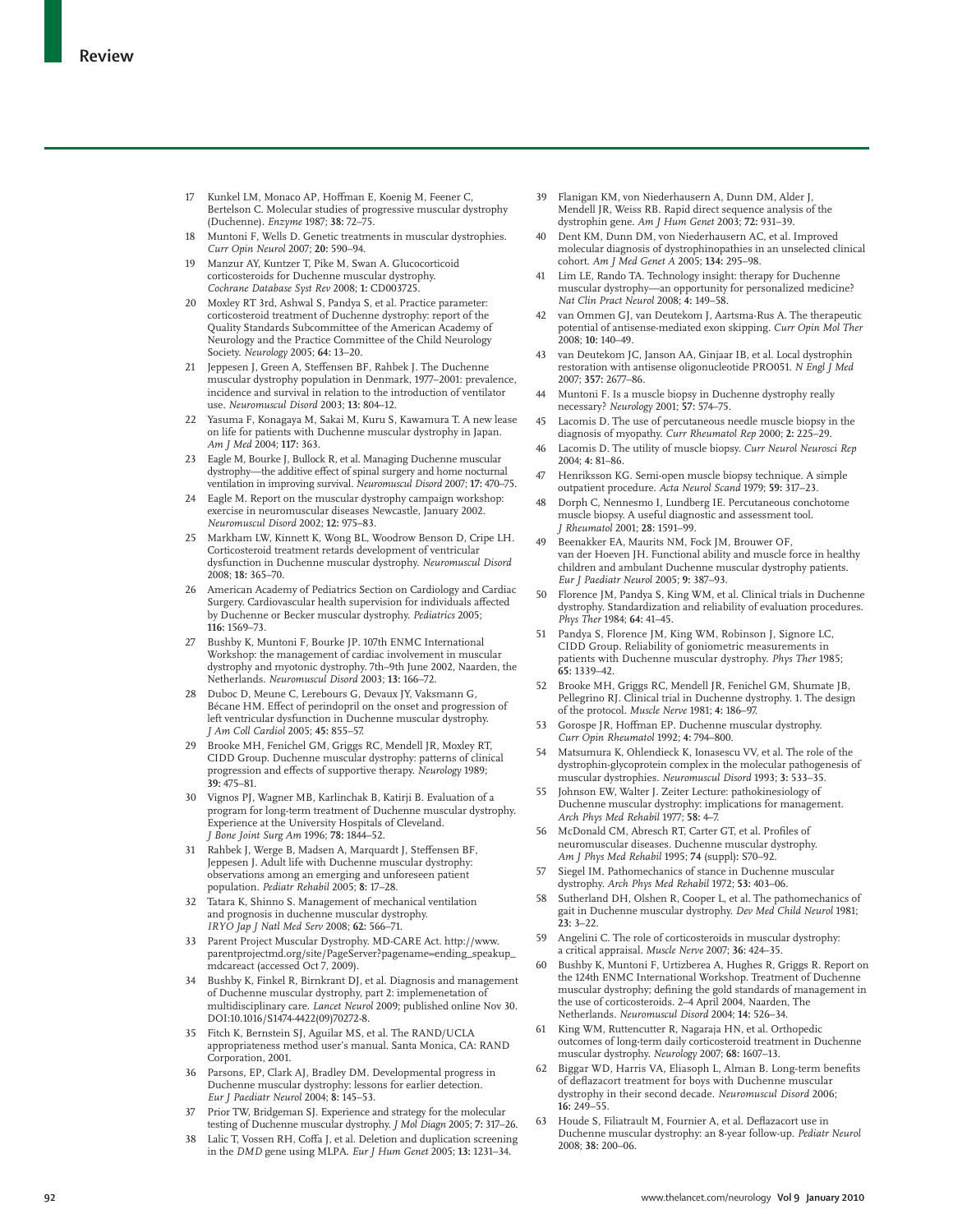17 Kunkel LM, Monaco AP, Hoffman E, Koenig M, Feener C, Bertelson C. Molecular studies of progressive muscular dystrophy (Duchenne). *Enzyme* 1987; **38:** 72–75.

18 Muntoni F, Wells D. Genetic treatments in muscular dystrophies. *Curr Opin Neurol* 2007; **20:** 590–94.

19 Manzur AY, Kuntzer T, Pike M, Swan A. Glucocorticoid corticosteroids for Duchenne muscular dystrophy. *Cochrane Database Syst Rev* 2008; **1:** CD003725.

20 Moxley RT 3rd, Ashwal S, Pandya S, et al. Practice parameter: corticosteroid treatment of Duchenne dystrophy: report of the Quality Standards Subcommittee of the American Academy of Neurology and the Practice Committee of the Child Neurology Society. *Neurology* 2005; **64:** 13–20.

21 Jeppesen J, Green A, Steffensen BF, Rahbek J. The Duchenne muscular dystrophy population in Denmark, 1977–2001: prevalence, incidence and survival in relation to the introduction of ventilator use. *Neuromuscul Disord* 2003; **13:** 804–12.

22 Yasuma F, Konagaya M, Sakai M, Kuru S, Kawamura T. A new lease on life for patients with Duchenne muscular dystrophy in Japan. *Am J Med* 2004; **117:** 363.

23 Eagle M, Bourke J, Bullock R, et al. Managing Duchenne muscular dystrophy—the additive effect of spinal surgery and home nocturnal ventilation in improving survival. *Neuromuscul Disord* 2007; **17:** 470–75.

24 Eagle M. Report on the muscular dystrophy campaign workshop: exercise in neuromuscular diseases Newcastle, January 2002. *Neuromuscul Disord* 2002; **12:** 975–83.

25 Markham LW, Kinnett K, Wong BL, Woodrow Benson D, Cripe LH. Corticosteroid treatment retards development of ventricular dysfunction in Duchenne muscular dystrophy. *Neuromuscul Disord* 2008; **18:** 365–70.

26 American Academy of Pediatrics Section on Cardiology and Cardiac Surgery. Cardiovascular health supervision for individuals affected by Duchenne or Becker muscular dystrophy. *Pediatrics* 2005; **116:** 1569–73.

27 Bushby K, Muntoni F, Bourke JP. 107th ENMC International Workshop: the management of cardiac involvement in muscular dystrophy and myotonic dystrophy. 7th–9th June 2002, Naarden, the Netherlands. *Neuromuscul Disord* 2003; **13:** 166–72.

28 Duboc D, Meune C, Lerebours G, Devaux JY, Vaksmann G, Bécane HM. Effect of perindopril on the onset and progression of left ventricular dysfunction in Duchenne muscular dystrophy. *J Am Coll Cardiol* 2005; **45:** 855–57.

29 Brooke MH, Fenichel GM, Griggs RC, Mendell JR, Moxley RT, CIDD Group. Duchenne muscular dystrophy: patterns of clinical progression and effects of supportive therapy. *Neurology* 1989; **39:** 475–81.

30 Vignos PJ, Wagner MB, Karlinchak B, Katirji B. Evaluation of a program for long-term treatment of Duchenne muscular dystrophy. Experience at the University Hospitals of Cleveland. *J Bone Joint Surg Am* 1996; **78:** 1844–52.

31 Rahbek J, Werge B, Madsen A, Marquardt J, Steffensen BF, Jeppesen J. Adult life with Duchenne muscular dystrophy: observations among an emerging and unforeseen patient population. *Pediatr Rehabil* 2005; **8:** 17–28.

32 Tatara K, Shinno S. Management of mechanical ventilation and prognosis in duchenne muscular dystrophy. *IRYO Jap J Natl Med Serv* 2008; **62:** 566–71.

33 Parent Project Muscular Dystrophy. MD-CARE Act. http://www.parentprojectmd.org/site/PageServer?pagename=ending_speakup_mdcareact (accessed Oct 7, 2009).

34 Bushby K, Finkel R, Birnkrant DJ, et al. Diagnosis and management of Duchenne muscular dystrophy, part 2: implemenetation of multidisciplinary care. *Lancet Neurol* 2009; published online Nov 30. DOI:10.1016/S1474-4422(09)70272-8.

35 Fitch K, Bernstein SJ, Aguilar MS, et al. The RAND/UCLA appropriateness method user's manual. Santa Monica, CA: RAND Corporation, 2001.

36 Parsons, EP, Clark AJ, Bradley DM. Developmental progress in Duchenne muscular dystrophy: lessons for earlier detection. *Eur J Paediatr Neurol* 2004; **8:** 145–53.

37 Prior TW, Bridgeman SJ. Experience and strategy for the molecular testing of Duchenne muscular dystrophy. *J Mol Diagn* 2005; **7:** 317–26.

38 Lalic T, Vossen RH, Coffa J, et al. Deletion and duplication screening in the *DMD* gene using MLPA. *Eur J Hum Genet* 2005; **13:** 1231–34.

39 Flanigan KM, von Niederhausern A, Dunn DM, Alder J, Mendell JR, Weiss RB. Rapid direct sequence analysis of the dystrophin gene. *Am J Hum Genet* 2003; **72:** 931–39.

40 Dent KM, Dunn DM, von Niederhausern AC, et al. Improved molecular diagnosis of dystrophinopathies in an unselected clinical cohort. *Am J Med Genet A* 2005; **134:** 295–98.

41 Lim LE, Rando TA. Technology insight: therapy for Duchenne muscular dystrophy—an opportunity for personalized medicine? *Nat Clin Pract Neurol* 2008; **4:** 149–58.

42 van Ommen GJ, van Deutekom J, Aartsma-Rus A. The therapeutic potential of antisense-mediated exon skipping. *Curr Opin Mol Ther* 2008; **10:** 140–49.

43 van Deutekom JC, Janson AA, Ginjaar IB, et al. Local dystrophin restoration with antisense oligonucleotide PRO051. *N Engl J Med* 2007; **357:** 2677–86.

44 Muntoni F. Is a muscle biopsy in Duchenne dystrophy really necessary? *Neurology* 2001; **57:** 574–75.

45 Lacomis D. The use of percutaneous needle muscle biopsy in the diagnosis of myopathy. *Curr Rheumatol Rep* 2000; **2:** 225–29.

46 Lacomis D. The utility of muscle biopsy. *Curr Neurol Neurosci Rep* 2004; **4:** 81–86.

47 Henriksson KG. Semi-open muscle biopsy technique. A simple outpatient procedure. *Acta Neurol Scand* 1979; **59:** 317–23.

48 Dorph C, Nennesmo I, Lundberg IE. Percutaneous conchotome muscle biopsy. A useful diagnostic and assessment tool. *J Rheumatol* 2001; **28:** 1591–99.

49 Beenakker EA, Maurits NM, Fock JM, Brouwer OF, van der Hoeven JH. Functional ability and muscle force in healthy children and ambulant Duchenne muscular dystrophy patients. *Eur J Paediatr Neurol* 2005; **9:** 387–93.

50 Florence JM, Pandya S, King WM, et al. Clinical trials in Duchenne dystrophy. Standardization and reliability of evaluation procedures. *Phys Ther* 1984; **64:** 41–45.

51 Pandya S, Florence JM, King WM, Robinson J, Signore LC, CIDD Group. Reliability of goniometric measurements in patients with Duchenne muscular dystrophy. *Phys Ther* 1985; **65:** 1339–42.

52 Brooke MH, Griggs RC, Mendell JR, Fenichel GM, Shumate JB, Pellegrino RJ. Clinical trial in Duchenne dystrophy. 1. The design of the protocol. *Muscle Nerve* 1981; **4:** 186–97.

53 Gorospe JR, Hoffman EP. Duchenne muscular dystrophy. *Curr Opin Rheumatol* 1992; **4:** 794–800.

54 Matsumura K, Ohlendieck K, Ionasescu VV, et al. The role of the dystrophin-glycoprotein complex in the molecular pathogenesis of muscular dystrophies. *Neuromuscul Disord* 1993; **3:** 533–35.

55 Johnson EW, Walter J. Zeiter Lecture: pathokinesiology of Duchenne muscular dystrophy: implications for management. *Arch Phys Med Rehabil* 1977; **58:** 4–7.

56 McDonald CM, Abresch RT, Carter GT, et al. Profiles of neuromuscular diseases. Duchenne muscular dystrophy. *Am J Phys Med Rehabil* 1995; **74** (suppl)**:** S70–92.

57 Siegel IM. Pathomechanics of stance in Duchenne muscular dystrophy. *Arch Phys Med Rehabil* 1972; **53:** 403–06.

58 Sutherland DH, Olshen R, Cooper L, et al. The pathomechanics of gait in Duchenne muscular dystrophy. *Dev Med Child Neurol* 1981; **23:** 3–22.

59 Angelini C. The role of corticosteroids in muscular dystrophy: a critical appraisal. *Muscle Nerve* 2007; **36:** 424–35.

60 Bushby K, Muntoni F, Urtizberea A, Hughes R, Griggs R. Report on the 124th ENMC International Workshop. Treatment of Duchenne muscular dystrophy; defining the gold standards of management in the use of corticosteroids. 2–4 April 2004, Naarden, The Netherlands. *Neuromuscul Disord* 2004; **14:** 526–34.

61 King WM, Ruttencutter R, Nagaraja HN, et al. Orthopedic outcomes of long-term daily corticosteroid treatment in Duchenne muscular dystrophy. *Neurology* 2007; **68:** 1607–13.

62 Biggar WD, Harris VA, Eliasoph L, Alman B. Long-term benefits of deflazacort treatment for boys with Duchenne muscular dystrophy in their second decade. *Neuromuscul Disord* 2006; **16:** 249–55.

63 Houde S, Filiatrault M, Fournier A, et al. Deflazacort use in Duchenne muscular dystrophy: an 8-year follow-up. *Pediatr Neurol* 2008; **38:** 200–06.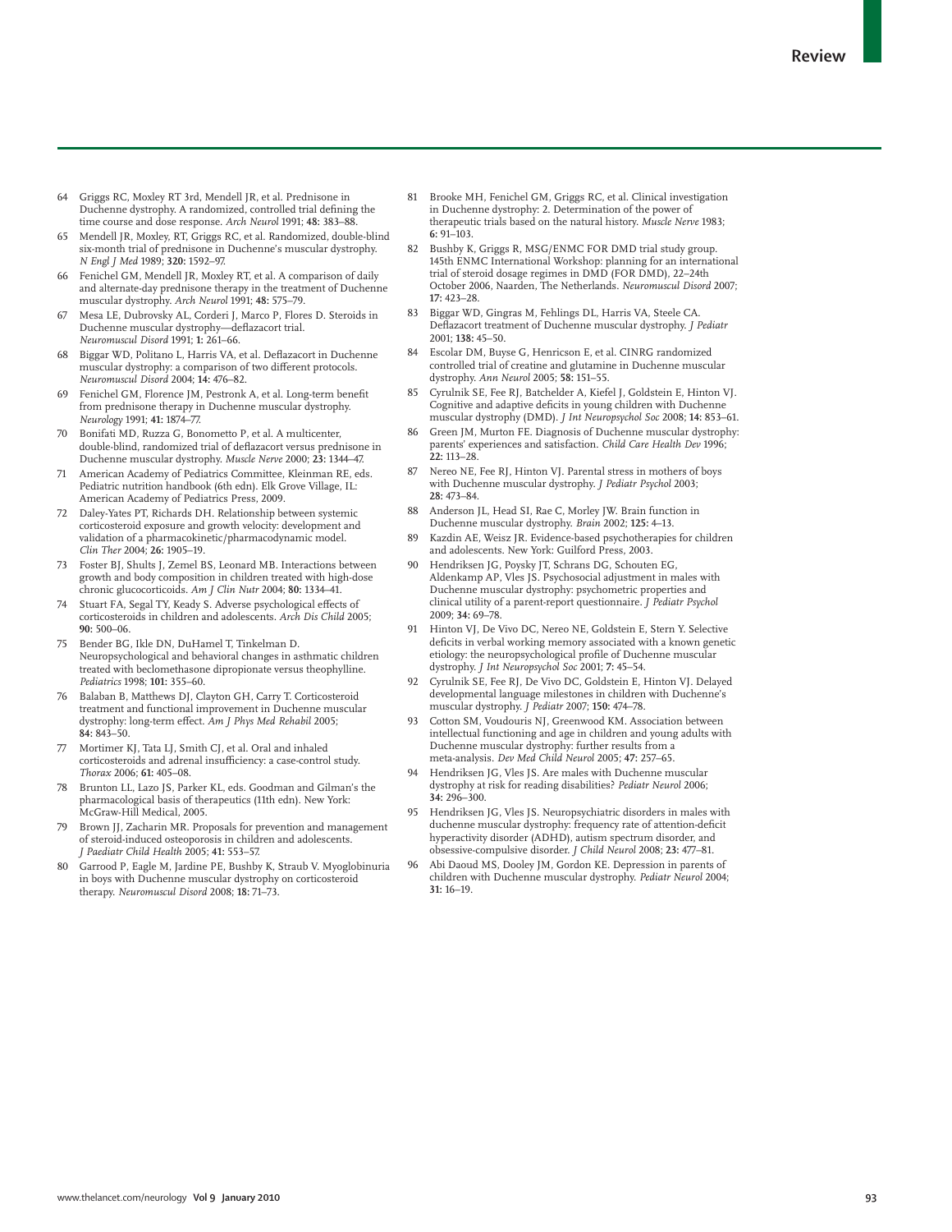64 Griggs RC, Moxley RT 3rd, Mendell JR, et al. Prednisone in Duchenne dystrophy. A randomized, controlled trial defining the time course and dose response. *Arch Neurol* 1991; **48:** 383–88.

65 Mendell JR, Moxley, RT, Griggs RC, et al. Randomized, double-blind six-month trial of prednisone in Duchenne's muscular dystrophy. *N Engl J Med* 1989; **320:** 1592–97.

66 Fenichel GM, Mendell JR, Moxley RT, et al. A comparison of daily and alternate-day prednisone therapy in the treatment of Duchenne muscular dystrophy. *Arch Neurol* 1991; **48:** 575–79.

67 Mesa LE, Dubrovsky AL, Corderi J, Marco P, Flores D. Steroids in Duchenne muscular dystrophy—deflazacort trial. *Neuromuscul Disord* 1991; **1:** 261–66.

68 Biggar WD, Politano L, Harris VA, et al. Deflazacort in Duchenne muscular dystrophy: a comparison of two different protocols. *Neuromuscul Disord* 2004; **14:** 476–82.

69 Fenichel GM, Florence JM, Pestronk A, et al. Long-term benefit from prednisone therapy in Duchenne muscular dystrophy. *Neurology* 1991; **41:** 1874–77.

70 Bonifati MD, Ruzza G, Bonometto P, et al. A multicenter, double-blind, randomized trial of deflazacort versus prednisone in Duchenne muscular dystrophy. *Muscle Nerve* 2000; **23:** 1344–47.

71 American Academy of Pediatrics Committee, Kleinman RE, eds. Pediatric nutrition handbook (6th edn). Elk Grove Village, IL: American Academy of Pediatrics Press, 2009.

72 Daley-Yates PT, Richards DH. Relationship between systemic corticosteroid exposure and growth velocity: development and validation of a pharmacokinetic/pharmacodynamic model. *Clin Ther* 2004; **26:** 1905–19.

73 Foster BJ, Shults J, Zemel BS, Leonard MB. Interactions between growth and body composition in children treated with high-dose chronic glucocorticoids. *Am J Clin Nutr* 2004; **80:** 1334–41.

74 Stuart FA, Segal TY, Keady S. Adverse psychological effects of corticosteroids in children and adolescents. *Arch Dis Child* 2005; **90:** 500–06.

75 Bender BG, Ikle DN, DuHamel T, Tinkelman D. Neuropsychological and behavioral changes in asthmatic children treated with beclomethasone dipropionate versus theophylline. *Pediatrics* 1998; **101:** 355–60.

76 Balaban B, Matthews DJ, Clayton GH, Carry T. Corticosteroid treatment and functional improvement in Duchenne muscular dystrophy: long-term effect. *Am J Phys Med Rehabil* 2005; **84:** 843–50.

77 Mortimer KJ, Tata LJ, Smith CJ, et al. Oral and inhaled corticosteroids and adrenal insufficiency: a case-control study. *Thorax* 2006; **61:** 405–08.

78 Brunton LL, Lazo JS, Parker KL, eds. Goodman and Gilman's the pharmacological basis of therapeutics (11th edn). New York: McGraw-Hill Medical, 2005.

79 Brown JJ, Zacharin MR. Proposals for prevention and management of steroid-induced osteoporosis in children and adolescents. *J Paediatr Child Health* 2005; **41:** 553–57.

80 Garrood P, Eagle M, Jardine PE, Bushby K, Straub V. Myoglobinuria in boys with Duchenne muscular dystrophy on corticosteroid therapy. *Neuromuscul Disord* 2008; **18:** 71–73.

81 Brooke MH, Fenichel GM, Griggs RC, et al. Clinical investigation in Duchenne dystrophy: 2. Determination of the power of therapeutic trials based on the natural history. *Muscle Nerve* 1983; **6:** 91–103.

82 Bushby K, Griggs R, MSG/ENMC FOR DMD trial study group. 145th ENMC International Workshop: planning for an international trial of steroid dosage regimes in DMD (FOR DMD), 22–24th October 2006, Naarden, The Netherlands. *Neuromuscul Disord* 2007; **17:** 423–28.

83 Biggar WD, Gingras M, Fehlings DL, Harris VA, Steele CA. Deflazacort treatment of Duchenne muscular dystrophy. *J Pediatr* 2001; **138:** 45–50.

84 Escolar DM, Buyse G, Henricson E, et al. CINRG randomized controlled trial of creatine and glutamine in Duchenne muscular dystrophy. *Ann Neurol* 2005; **58:** 151–55.

85 Cyrulnik SE, Fee RJ, Batchelder A, Kiefel J, Goldstein E, Hinton VJ. Cognitive and adaptive deficits in young children with Duchenne muscular dystrophy (DMD). *J Int Neuropsychol Soc* 2008; **14:** 853–61.

86 Green JM, Murton FE. Diagnosis of Duchenne muscular dystrophy: parents' experiences and satisfaction. *Child Care Health Dev* 1996; **22:** 113–28.

87 Nereo NE, Fee RJ, Hinton VJ. Parental stress in mothers of boys with Duchenne muscular dystrophy. *J Pediatr Psychol* 2003; **28:** 473–84.

88 Anderson JL, Head SI, Rae C, Morley JW. Brain function in Duchenne muscular dystrophy. *Brain* 2002; **125:** 4–13.

89 Kazdin AE, Weisz JR. Evidence-based psychotherapies for children and adolescents. New York: Guilford Press, 2003.

90 Hendriksen JG, Poysky JT, Schrans DG, Schouten EG, Aldenkamp AP, Vles JS. Psychosocial adjustment in males with Duchenne muscular dystrophy: psychometric properties and clinical utility of a parent-report questionnaire. *J Pediatr Psychol* 2009; **34:** 69–78.

91 Hinton VJ, De Vivo DC, Nereo NE, Goldstein E, Stern Y. Selective deficits in verbal working memory associated with a known genetic etiology: the neuropsychological profile of Duchenne muscular dystrophy. *J Int Neuropsychol Soc* 2001; **7:** 45–54.

92 Cyrulnik SE, Fee RJ, De Vivo DC, Goldstein E, Hinton VJ. Delayed developmental language milestones in children with Duchenne's muscular dystrophy. *J Pediatr* 2007; **150:** 474–78.

93 Cotton SM, Voudouris NJ, Greenwood KM. Association between intellectual functioning and age in children and young adults with Duchenne muscular dystrophy: further results from a meta-analysis. *Dev Med Child Neurol* 2005; **47:** 257–65.

94 Hendriksen JG, Vles JS. Are males with Duchenne muscular dystrophy at risk for reading disabilities? *Pediatr Neurol* 2006; **34:** 296–300.

95 Hendriksen JG, Vles JS. Neuropsychiatric disorders in males with duchenne muscular dystrophy: frequency rate of attention-deficit hyperactivity disorder (ADHD), autism spectrum disorder, and obsessive-compulsive disorder. *J Child Neurol* 2008; **23:** 477–81.

96 Abi Daoud MS, Dooley JM, Gordon KE. Depression in parents of children with Duchenne muscular dystrophy. *Pediatr Neurol* 2004; **31:** 16–19.